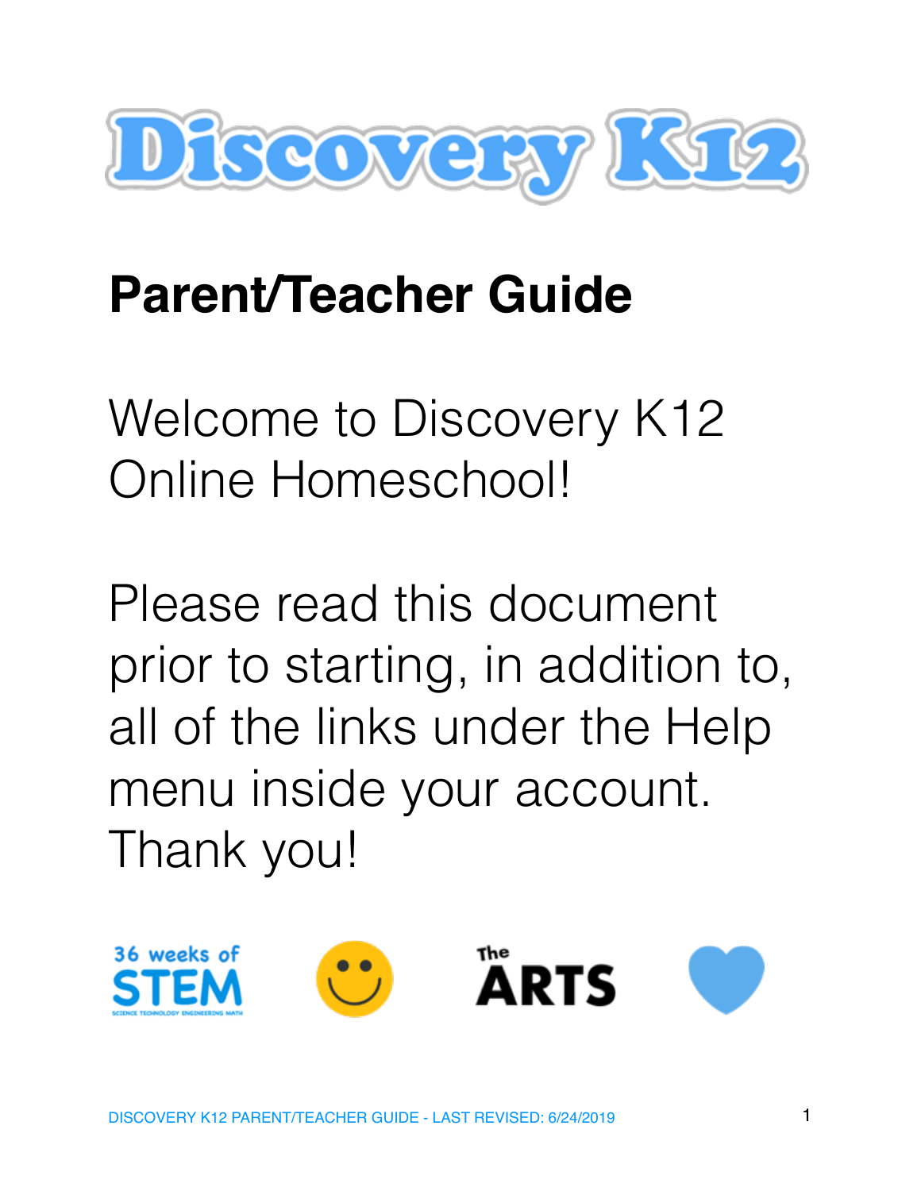# Discovery K12

## Parent/Teacher Guide

Welcome to Discovery K12 Online Homeschool!

Please read this document prior to starting, in addition to, all of the links under the Help menu inside your account. Thank you!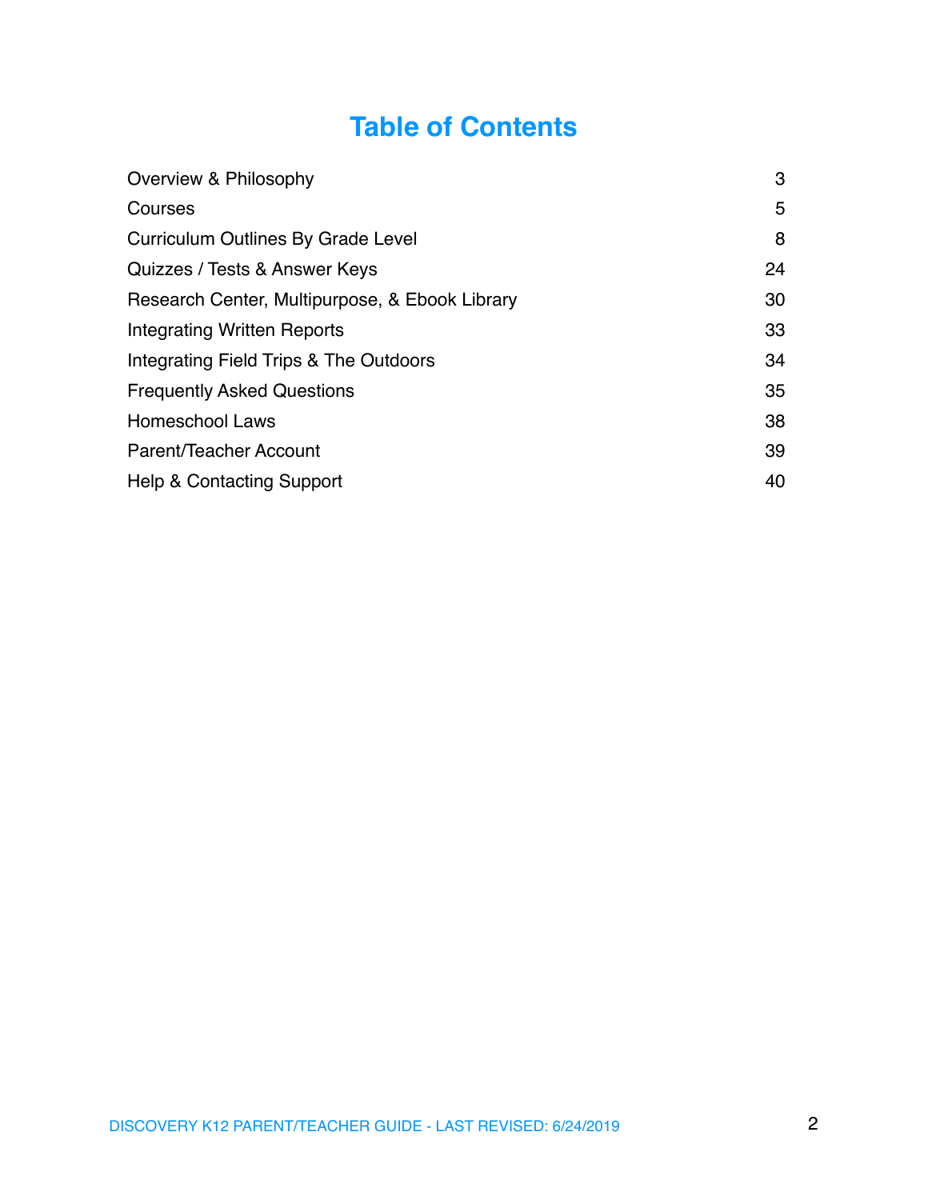# Table of Contents

| | |
|---|---|
| Overview & Philosophy | 3 |
| Courses | 5 |
| Curriculum Outlines By Grade Level | 8 |
| Quizzes / Tests & Answer Keys | 24 |
| Research Center, Multipurpose, & Ebook Library | 30 |
| Integrating Written Reports | 33 |
| Integrating Field Trips & The Outdoors | 34 |
| Frequently Asked Questions | 35 |
| Homeschool Laws | 38 |
| Parent/Teacher Account | 39 |
| Help & Contacting Support | 40 |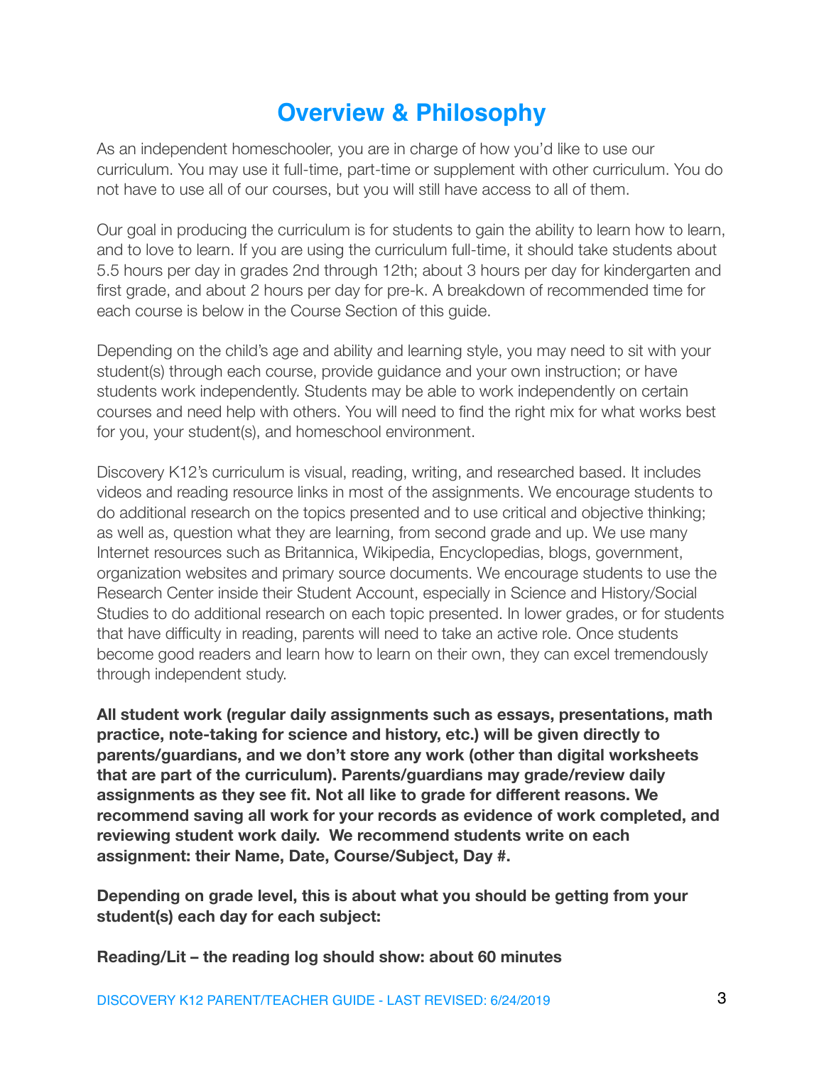# Overview & Philosophy

As an independent homeschooler, you are in charge of how you'd like to use our curriculum. You may use it full-time, part-time or supplement with other curriculum. You do not have to use all of our courses, but you will still have access to all of them.

Our goal in producing the curriculum is for students to gain the ability to learn how to learn, and to love to learn. If you are using the curriculum full-time, it should take students about 5.5 hours per day in grades 2nd through 12th; about 3 hours per day for kindergarten and first grade, and about 2 hours per day for pre-k. A breakdown of recommended time for each course is below in the Course Section of this guide.

Depending on the child's age and ability and learning style, you may need to sit with your student(s) through each course, provide guidance and your own instruction; or have students work independently. Students may be able to work independently on certain courses and need help with others. You will need to find the right mix for what works best for you, your student(s), and homeschool environment.

Discovery K12's curriculum is visual, reading, writing, and researched based. It includes videos and reading resource links in most of the assignments. We encourage students to do additional research on the topics presented and to use critical and objective thinking; as well as, question what they are learning, from second grade and up. We use many Internet resources such as Britannica, Wikipedia, Encyclopedias, blogs, government, organization websites and primary source documents. We encourage students to use the Research Center inside their Student Account, especially in Science and History/Social Studies to do additional research on each topic presented. In lower grades, or for students that have difficulty in reading, parents will need to take an active role. Once students become good readers and learn how to learn on their own, they can excel tremendously through independent study.

**All student work (regular daily assignments such as essays, presentations, math practice, note-taking for science and history, etc.) will be given directly to parents/guardians, and we don't store any work (other than digital worksheets that are part of the curriculum). Parents/guardians may grade/review daily assignments as they see fit. Not all like to grade for different reasons. We recommend saving all work for your records as evidence of work completed, and reviewing student work daily. We recommend students write on each assignment: their Name, Date, Course/Subject, Day #.**

**Depending on grade level, this is about what you should be getting from your student(s) each day for each subject:**

**Reading/Lit – the reading log should show: about 60 minutes**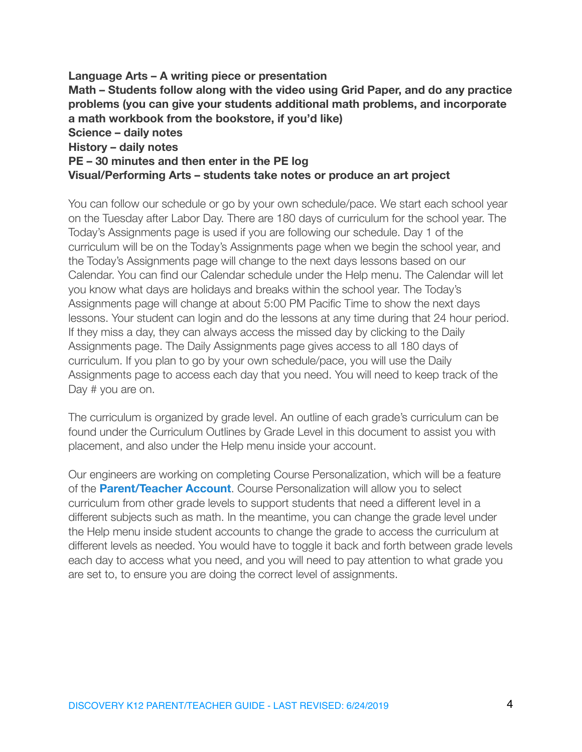**Language Arts – A writing piece or presentation**
**Math – Students follow along with the video using Grid Paper, and do any practice problems (you can give your students additional math problems, and incorporate a math workbook from the bookstore, if you'd like)**
**Science – daily notes**
**History – daily notes**
**PE – 30 minutes and then enter in the PE log**
**Visual/Performing Arts – students take notes or produce an art project**

You can follow our schedule or go by your own schedule/pace. We start each school year on the Tuesday after Labor Day. There are 180 days of curriculum for the school year. The Today's Assignments page is used if you are following our schedule. Day 1 of the curriculum will be on the Today's Assignments page when we begin the school year, and the Today's Assignments page will change to the next days lessons based on our Calendar. You can find our Calendar schedule under the Help menu. The Calendar will let you know what days are holidays and breaks within the school year. The Today's Assignments page will change at about 5:00 PM Pacific Time to show the next days lessons. Your student can login and do the lessons at any time during that 24 hour period. If they miss a day, they can always access the missed day by clicking to the Daily Assignments page. The Daily Assignments page gives access to all 180 days of curriculum. If you plan to go by your own schedule/pace, you will use the Daily Assignments page to access each day that you need. You will need to keep track of the Day # you are on.

The curriculum is organized by grade level. An outline of each grade's curriculum can be found under the Curriculum Outlines by Grade Level in this document to assist you with placement, and also under the Help menu inside your account.

Our engineers are working on completing Course Personalization, which will be a feature of the **Parent/Teacher Account**. Course Personalization will allow you to select curriculum from other grade levels to support students that need a different level in a different subjects such as math. In the meantime, you can change the grade level under the Help menu inside student accounts to change the grade to access the curriculum at different levels as needed. You would have to toggle it back and forth between grade levels each day to access what you need, and you will need to pay attention to what grade you are set to, to ensure you are doing the correct level of assignments.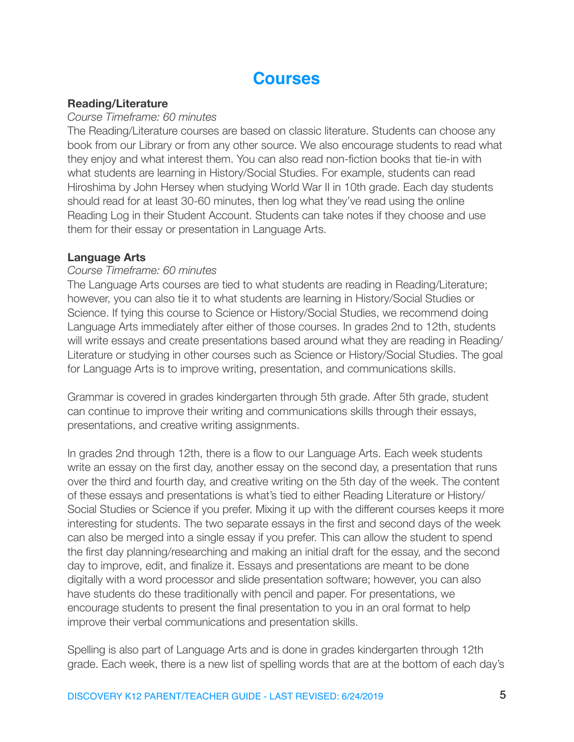# Courses

**Reading/Literature**

*Course Timeframe: 60 minutes*

The Reading/Literature courses are based on classic literature. Students can choose any book from our Library or from any other source. We also encourage students to read what they enjoy and what interest them. You can also read non-fiction books that tie-in with what students are learning in History/Social Studies. For example, students can read Hiroshima by John Hersey when studying World War II in 10th grade. Each day students should read for at least 30-60 minutes, then log what they've read using the online Reading Log in their Student Account. Students can take notes if they choose and use them for their essay or presentation in Language Arts.

**Language Arts**

*Course Timeframe: 60 minutes*

The Language Arts courses are tied to what students are reading in Reading/Literature; however, you can also tie it to what students are learning in History/Social Studies or Science. If tying this course to Science or History/Social Studies, we recommend doing Language Arts immediately after either of those courses. In grades 2nd to 12th, students will write essays and create presentations based around what they are reading in Reading/ Literature or studying in other courses such as Science or History/Social Studies. The goal for Language Arts is to improve writing, presentation, and communications skills.

Grammar is covered in grades kindergarten through 5th grade. After 5th grade, student can continue to improve their writing and communications skills through their essays, presentations, and creative writing assignments.

In grades 2nd through 12th, there is a flow to our Language Arts. Each week students write an essay on the first day, another essay on the second day, a presentation that runs over the third and fourth day, and creative writing on the 5th day of the week. The content of these essays and presentations is what's tied to either Reading Literature or History/ Social Studies or Science if you prefer. Mixing it up with the different courses keeps it more interesting for students. The two separate essays in the first and second days of the week can also be merged into a single essay if you prefer. This can allow the student to spend the first day planning/researching and making an initial draft for the essay, and the second day to improve, edit, and finalize it. Essays and presentations are meant to be done digitally with a word processor and slide presentation software; however, you can also have students do these traditionally with pencil and paper. For presentations, we encourage students to present the final presentation to you in an oral format to help improve their verbal communications and presentation skills.

Spelling is also part of Language Arts and is done in grades kindergarten through 12th grade. Each week, there is a new list of spelling words that are at the bottom of each day's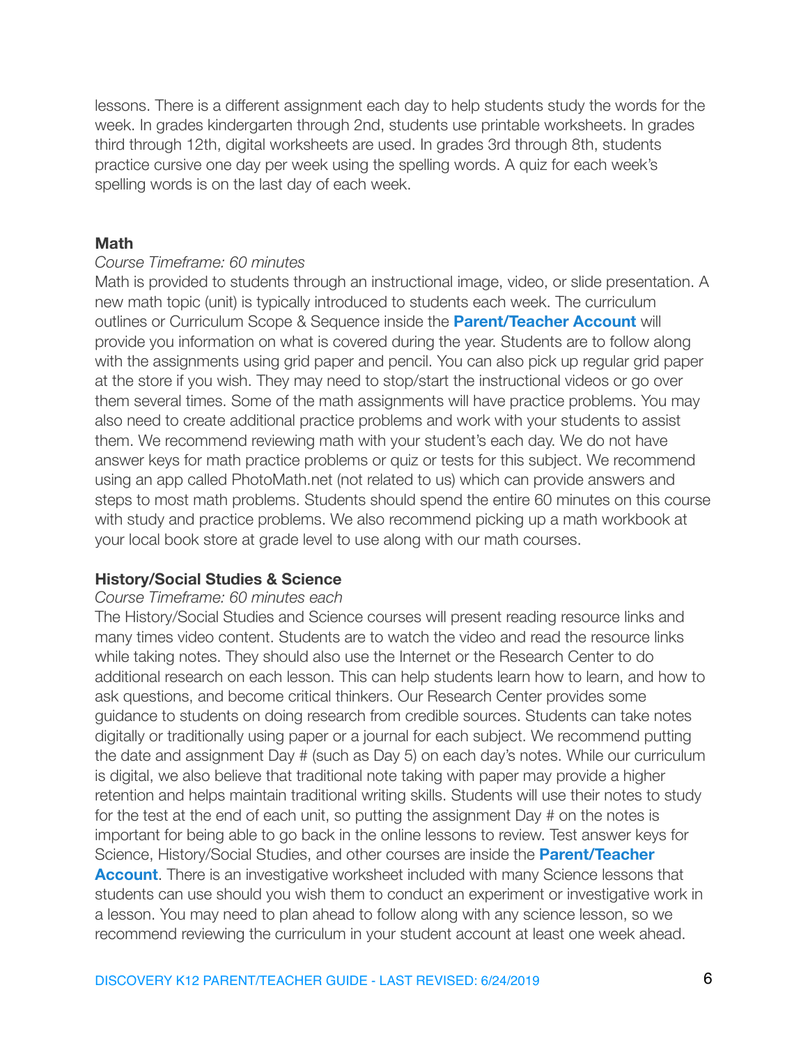lessons. There is a different assignment each day to help students study the words for the week. In grades kindergarten through 2nd, students use printable worksheets. In grades third through 12th, digital worksheets are used. In grades 3rd through 8th, students practice cursive one day per week using the spelling words. A quiz for each week's spelling words is on the last day of each week.

### Math

*Course Timeframe: 60 minutes*

Math is provided to students through an instructional image, video, or slide presentation. A new math topic (unit) is typically introduced to students each week. The curriculum outlines or Curriculum Scope & Sequence inside the **Parent/Teacher Account** will provide you information on what is covered during the year. Students are to follow along with the assignments using grid paper and pencil. You can also pick up regular grid paper at the store if you wish. They may need to stop/start the instructional videos or go over them several times. Some of the math assignments will have practice problems. You may also need to create additional practice problems and work with your students to assist them. We recommend reviewing math with your student's each day. We do not have answer keys for math practice problems or quiz or tests for this subject. We recommend using an app called PhotoMath.net (not related to us) which can provide answers and steps to most math problems. Students should spend the entire 60 minutes on this course with study and practice problems. We also recommend picking up a math workbook at your local book store at grade level to use along with our math courses.

### History/Social Studies & Science

*Course Timeframe: 60 minutes each*

The History/Social Studies and Science courses will present reading resource links and many times video content. Students are to watch the video and read the resource links while taking notes. They should also use the Internet or the Research Center to do additional research on each lesson. This can help students learn how to learn, and how to ask questions, and become critical thinkers. Our Research Center provides some guidance to students on doing research from credible sources. Students can take notes digitally or traditionally using paper or a journal for each subject. We recommend putting the date and assignment Day # (such as Day 5) on each day's notes. While our curriculum is digital, we also believe that traditional note taking with paper may provide a higher retention and helps maintain traditional writing skills. Students will use their notes to study for the test at the end of each unit, so putting the assignment Day # on the notes is important for being able to go back in the online lessons to review. Test answer keys for Science, History/Social Studies, and other courses are inside the **Parent/Teacher Account**. There is an investigative worksheet included with many Science lessons that students can use should you wish them to conduct an experiment or investigative work in a lesson. You may need to plan ahead to follow along with any science lesson, so we recommend reviewing the curriculum in your student account at least one week ahead.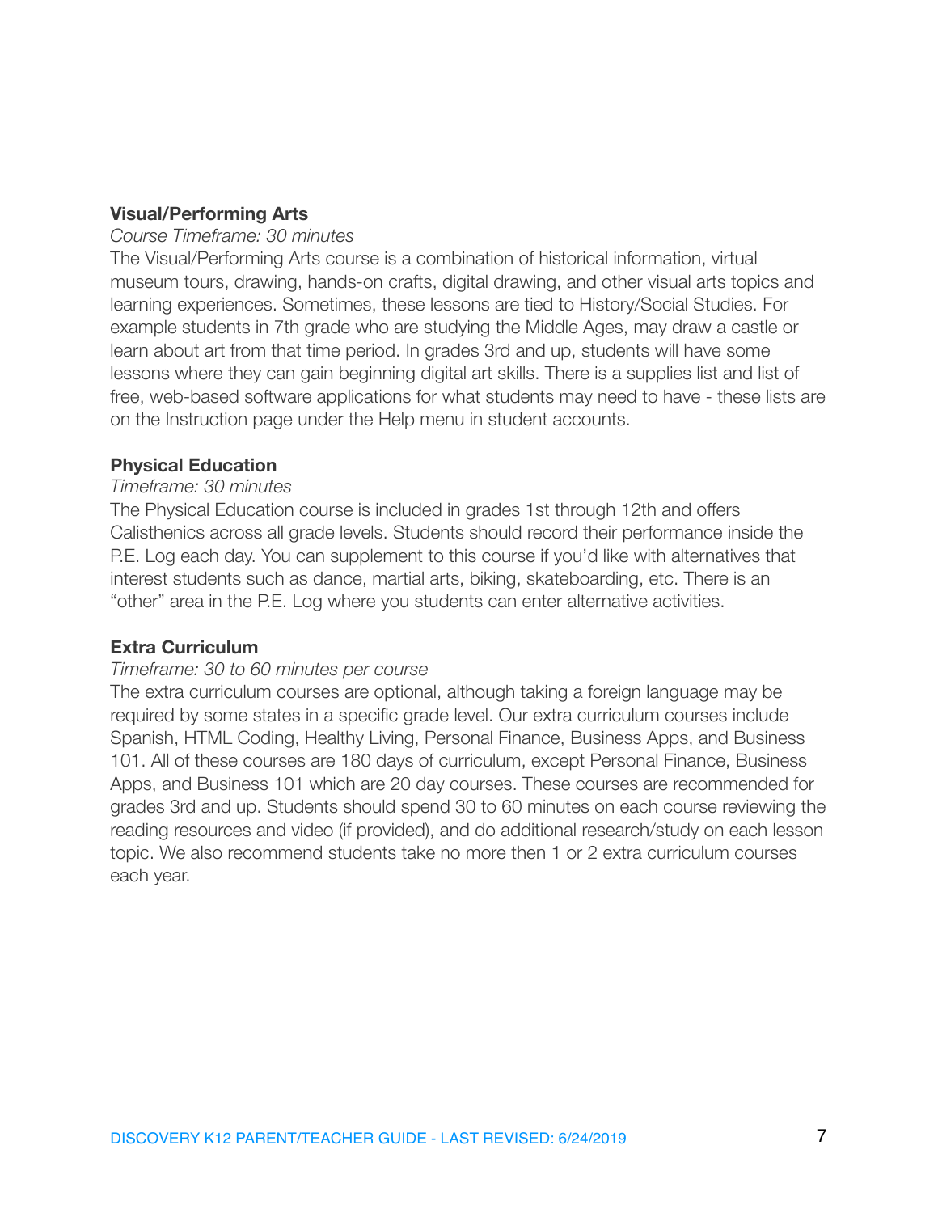**Visual/Performing Arts**

*Course Timeframe: 30 minutes*

The Visual/Performing Arts course is a combination of historical information, virtual museum tours, drawing, hands-on crafts, digital drawing, and other visual arts topics and learning experiences. Sometimes, these lessons are tied to History/Social Studies. For example students in 7th grade who are studying the Middle Ages, may draw a castle or learn about art from that time period. In grades 3rd and up, students will have some lessons where they can gain beginning digital art skills. There is a supplies list and list of free, web-based software applications for what students may need to have - these lists are on the Instruction page under the Help menu in student accounts.

**Physical Education**

*Timeframe: 30 minutes*

The Physical Education course is included in grades 1st through 12th and offers Calisthenics across all grade levels. Students should record their performance inside the P.E. Log each day. You can supplement to this course if you'd like with alternatives that interest students such as dance, martial arts, biking, skateboarding, etc. There is an "other" area in the P.E. Log where you students can enter alternative activities.

**Extra Curriculum**

*Timeframe: 30 to 60 minutes per course*

The extra curriculum courses are optional, although taking a foreign language may be required by some states in a specific grade level. Our extra curriculum courses include Spanish, HTML Coding, Healthy Living, Personal Finance, Business Apps, and Business 101. All of these courses are 180 days of curriculum, except Personal Finance, Business Apps, and Business 101 which are 20 day courses. These courses are recommended for grades 3rd and up. Students should spend 30 to 60 minutes on each course reviewing the reading resources and video (if provided), and do additional research/study on each lesson topic. We also recommend students take no more then 1 or 2 extra curriculum courses each year.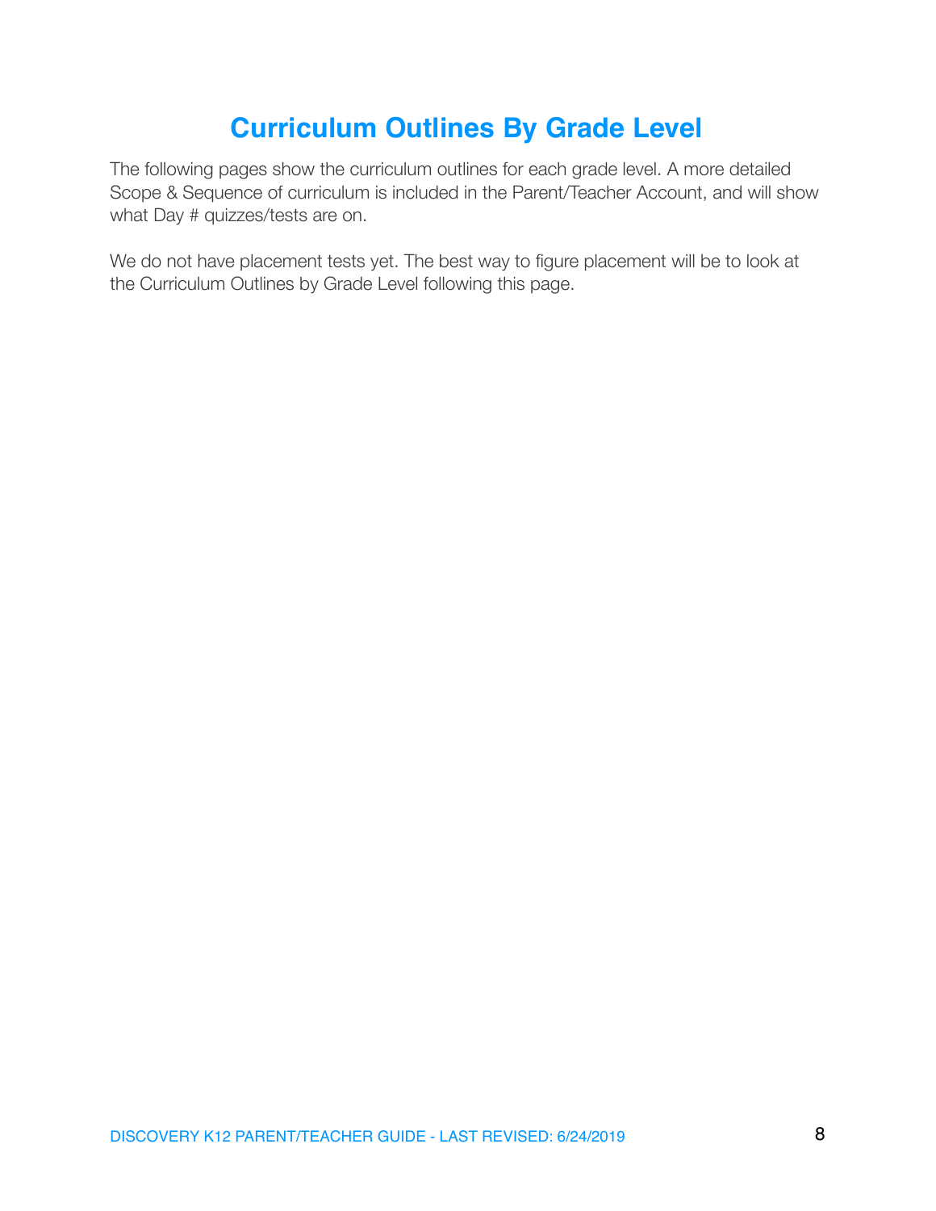# Curriculum Outlines By Grade Level

The following pages show the curriculum outlines for each grade level. A more detailed Scope & Sequence of curriculum is included in the Parent/Teacher Account, and will show what Day # quizzes/tests are on.

We do not have placement tests yet. The best way to figure placement will be to look at the Curriculum Outlines by Grade Level following this page.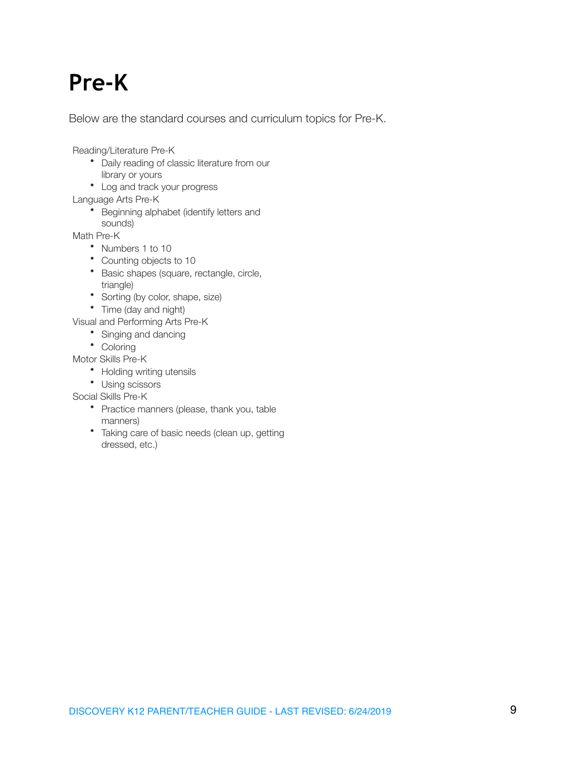# Pre-K

Below are the standard courses and curriculum topics for Pre-K.

Reading/Literature Pre-K

- Daily reading of classic literature from our library or yours
- Log and track your progress

Language Arts Pre-K

- Beginning alphabet (identify letters and sounds)

Math Pre-K

- Numbers 1 to 10
- Counting objects to 10
- Basic shapes (square, rectangle, circle, triangle)
- Sorting (by color, shape, size)
- Time (day and night)

Visual and Performing Arts Pre-K

- Singing and dancing
- Coloring

Motor Skills Pre-K

- Holding writing utensils
- Using scissors

Social Skills Pre-K

- Practice manners (please, thank you, table manners)
- Taking care of basic needs (clean up, getting dressed, etc.)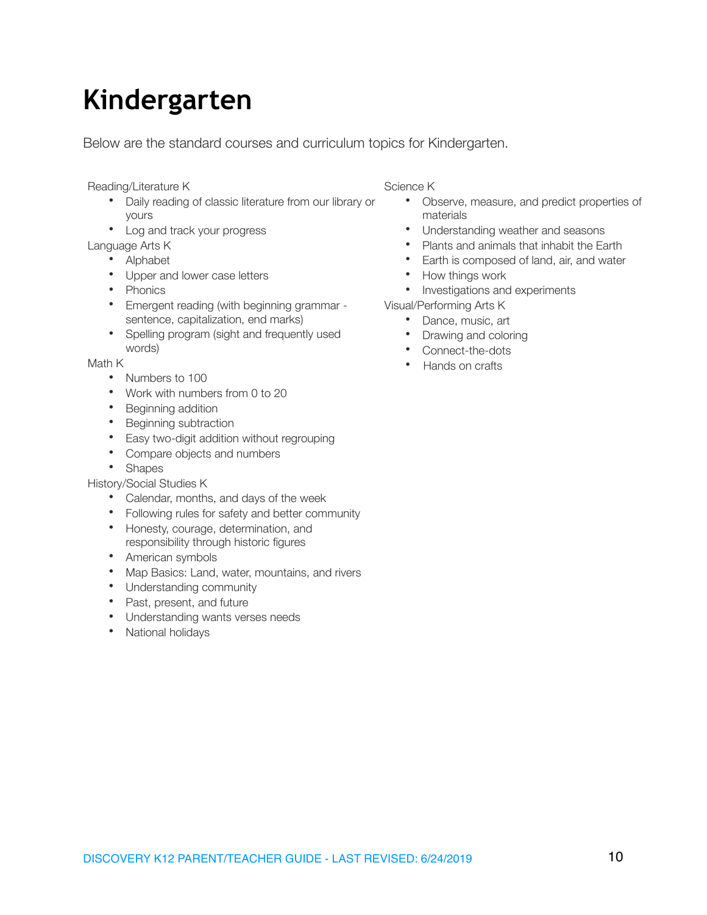# Kindergarten

Below are the standard courses and curriculum topics for Kindergarten.

Reading/Literature K

- Daily reading of classic literature from our library or yours
- Log and track your progress

Language Arts K

- Alphabet
- Upper and lower case letters
- Phonics
- Emergent reading (with beginning grammar - sentence, capitalization, end marks)
- Spelling program (sight and frequently used words)

Math K

- Numbers to 100
- Work with numbers from 0 to 20
- Beginning addition
- Beginning subtraction
- Easy two-digit addition without regrouping
- Compare objects and numbers
- Shapes

History/Social Studies K

- Calendar, months, and days of the week
- Following rules for safety and better community
- Honesty, courage, determination, and responsibility through historic figures
- American symbols
- Map Basics: Land, water, mountains, and rivers
- Understanding community
- Past, present, and future
- Understanding wants verses needs
- National holidays

Science K

- Observe, measure, and predict properties of materials
- Understanding weather and seasons
- Plants and animals that inhabit the Earth
- Earth is composed of land, air, and water
- How things work
- Investigations and experiments

Visual/Performing Arts K

- Dance, music, art
- Drawing and coloring
- Connect-the-dots
- Hands on crafts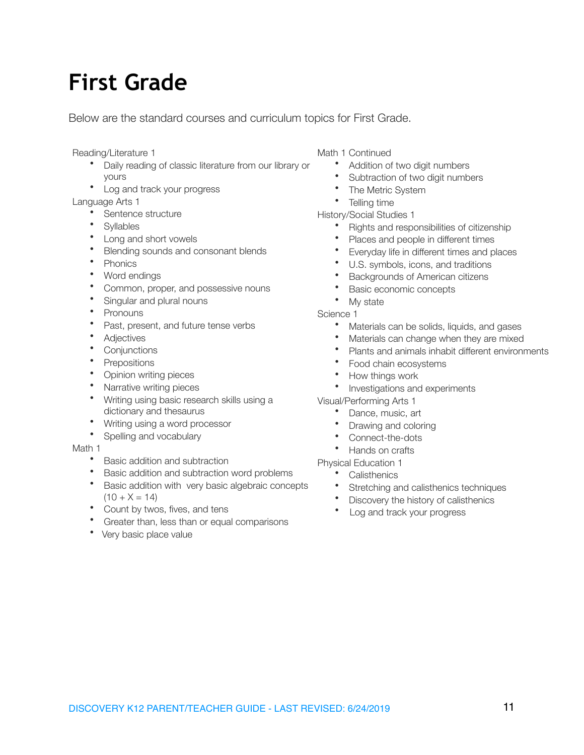# First Grade

Below are the standard courses and curriculum topics for First Grade.

Reading/Literature 1

- Daily reading of classic literature from our library or yours
- Log and track your progress

Language Arts 1

- Sentence structure
- Syllables
- Long and short vowels
- Blending sounds and consonant blends
- Phonics
- Word endings
- Common, proper, and possessive nouns
- Singular and plural nouns
- Pronouns
- Past, present, and future tense verbs
- Adjectives
- Conjunctions
- Prepositions
- Opinion writing pieces
- Narrative writing pieces
- Writing using basic research skills using a dictionary and thesaurus
- Writing using a word processor
- Spelling and vocabulary

Math 1

- Basic addition and subtraction
- Basic addition and subtraction word problems
- Basic addition with very basic algebraic concepts ($10 + X = 14$)
- Count by twos, fives, and tens
- Greater than, less than or equal comparisons
- Very basic place value

Math 1 Continued

- Addition of two digit numbers
- Subtraction of two digit numbers
- The Metric System
- Telling time

History/Social Studies 1

- Rights and responsibilities of citizenship
- Places and people in different times
- Everyday life in different times and places
- U.S. symbols, icons, and traditions
- Backgrounds of American citizens
- Basic economic concepts
- My state

Science 1

- Materials can be solids, liquids, and gases
- Materials can change when they are mixed
- Plants and animals inhabit different environments
- Food chain ecosystems
- How things work
- Investigations and experiments

Visual/Performing Arts 1

- Dance, music, art
- Drawing and coloring
- Connect-the-dots
- Hands on crafts

Physical Education 1

- Calisthenics
- Stretching and calisthenics techniques
- Discovery the history of calisthenics
- Log and track your progress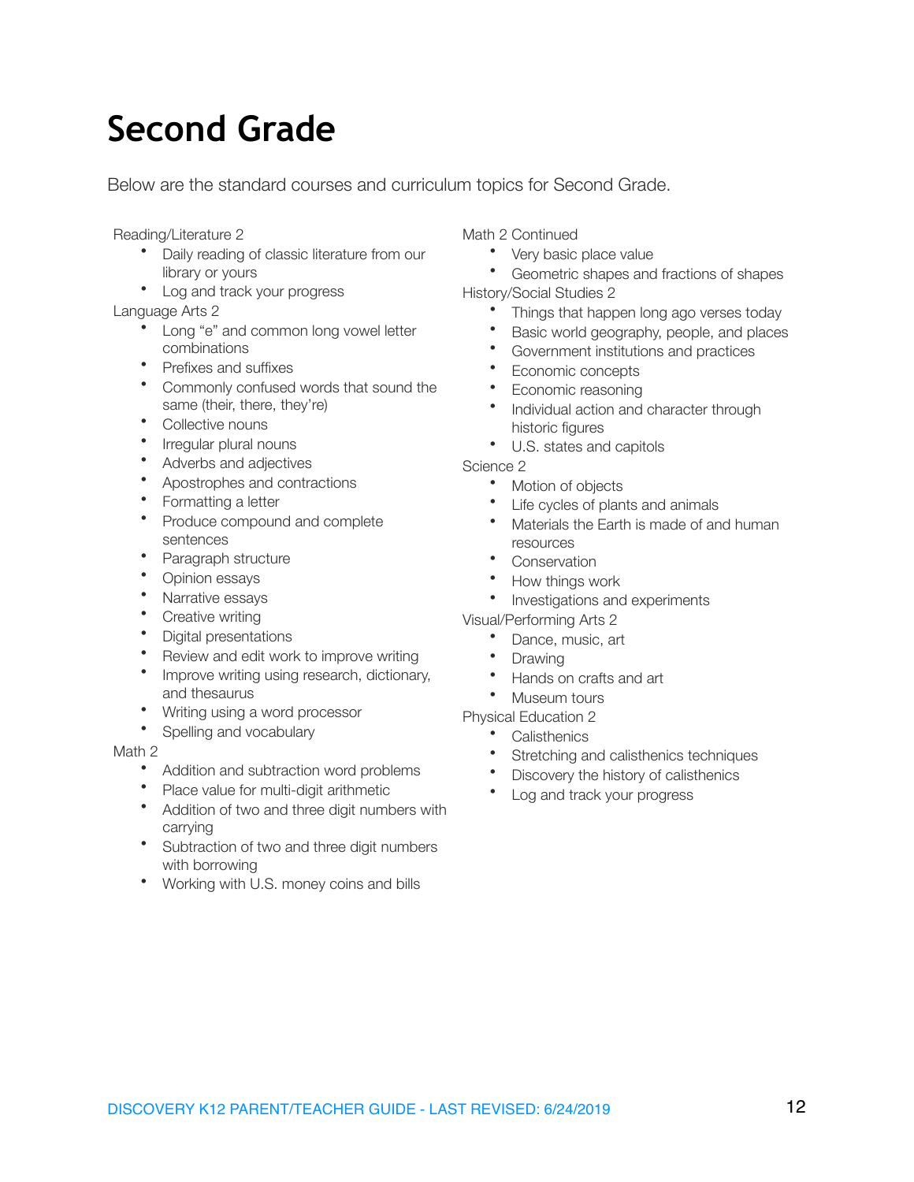# Second Grade

Below are the standard courses and curriculum topics for Second Grade.

Reading/Literature 2

- Daily reading of classic literature from our library or yours
- Log and track your progress

Language Arts 2

- Long "e" and common long vowel letter combinations
- Prefixes and suffixes
- Commonly confused words that sound the same (their, there, they're)
- Collective nouns
- Irregular plural nouns
- Adverbs and adjectives
- Apostrophes and contractions
- Formatting a letter
- Produce compound and complete sentences
- Paragraph structure
- Opinion essays
- Narrative essays
- Creative writing
- Digital presentations
- Review and edit work to improve writing
- Improve writing using research, dictionary, and thesaurus
- Writing using a word processor
- Spelling and vocabulary

Math 2

- Addition and subtraction word problems
- Place value for multi-digit arithmetic
- Addition of two and three digit numbers with carrying
- Subtraction of two and three digit numbers with borrowing
- Working with U.S. money coins and bills

Math 2 Continued

- Very basic place value
- Geometric shapes and fractions of shapes

History/Social Studies 2

- Things that happen long ago verses today
- Basic world geography, people, and places
- Government institutions and practices
- Economic concepts
- Economic reasoning
- Individual action and character through historic figures
- U.S. states and capitols

Science 2

- Motion of objects
- Life cycles of plants and animals
- Materials the Earth is made of and human resources
- Conservation
- How things work
- Investigations and experiments

Visual/Performing Arts 2

- Dance, music, art
- Drawing
- Hands on crafts and art
- Museum tours

Physical Education 2

- Calisthenics
- Stretching and calisthenics techniques
- Discovery the history of calisthenics
- Log and track your progress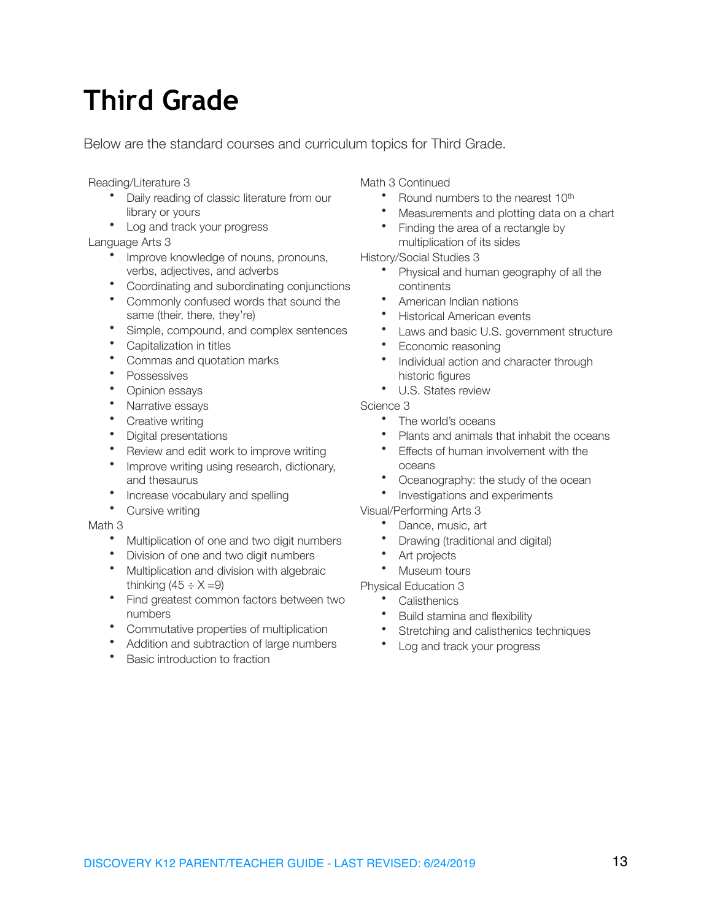# Third Grade

Below are the standard courses and curriculum topics for Third Grade.

Reading/Literature 3

- Daily reading of classic literature from our library or yours
- Log and track your progress

Language Arts 3

- Improve knowledge of nouns, pronouns, verbs, adjectives, and adverbs
- Coordinating and subordinating conjunctions
- Commonly confused words that sound the same (their, there, they're)
- Simple, compound, and complex sentences
- Capitalization in titles
- Commas and quotation marks
- Possessives
- Opinion essays
- Narrative essays
- Creative writing
- Digital presentations
- Review and edit work to improve writing
- Improve writing using research, dictionary, and thesaurus
- Increase vocabulary and spelling
- Cursive writing

Math 3

- Multiplication of one and two digit numbers
- Division of one and two digit numbers
- Multiplication and division with algebraic thinking ($45 \div X = 9$)
- Find greatest common factors between two numbers
- Commutative properties of multiplication
- Addition and subtraction of large numbers
- Basic introduction to fraction

Math 3 Continued

- Round numbers to the nearest 10th
- Measurements and plotting data on a chart
- Finding the area of a rectangle by multiplication of its sides

History/Social Studies 3

- Physical and human geography of all the continents
- American Indian nations
- Historical American events
- Laws and basic U.S. government structure
- Economic reasoning
- Individual action and character through historic figures
- U.S. States review

Science 3

- The world's oceans
- Plants and animals that inhabit the oceans
- Effects of human involvement with the oceans
- Oceanography: the study of the ocean
- Investigations and experiments

Visual/Performing Arts 3

- Dance, music, art
- Drawing (traditional and digital)
- Art projects
- Museum tours

Physical Education 3

- Calisthenics
- Build stamina and flexibility
- Stretching and calisthenics techniques
- Log and track your progress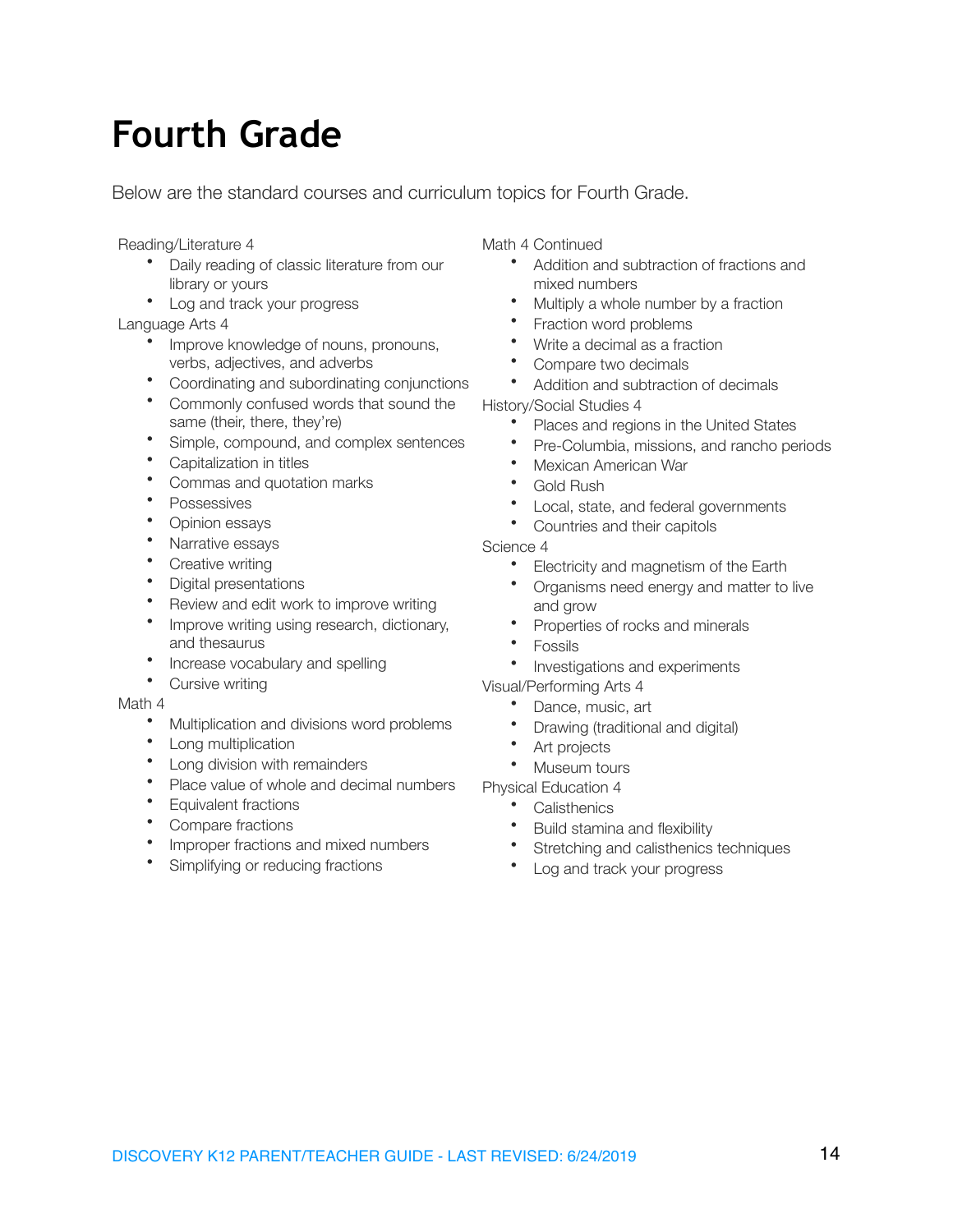# Fourth Grade

Below are the standard courses and curriculum topics for Fourth Grade.

Reading/Literature 4

- Daily reading of classic literature from our library or yours
- Log and track your progress

Language Arts 4

- Improve knowledge of nouns, pronouns, verbs, adjectives, and adverbs
- Coordinating and subordinating conjunctions
- Commonly confused words that sound the same (their, there, they're)
- Simple, compound, and complex sentences
- Capitalization in titles
- Commas and quotation marks
- Possessives
- Opinion essays
- Narrative essays
- Creative writing
- Digital presentations
- Review and edit work to improve writing
- Improve writing using research, dictionary, and thesaurus
- Increase vocabulary and spelling
- Cursive writing

Math 4

- Multiplication and divisions word problems
- Long multiplication
- Long division with remainders
- Place value of whole and decimal numbers
- Equivalent fractions
- Compare fractions
- Improper fractions and mixed numbers
- Simplifying or reducing fractions

Math 4 Continued

- Addition and subtraction of fractions and mixed numbers
- Multiply a whole number by a fraction
- Fraction word problems
- Write a decimal as a fraction
- Compare two decimals
- Addition and subtraction of decimals

History/Social Studies 4

- Places and regions in the United States
- Pre-Columbia, missions, and rancho periods
- Mexican American War
- Gold Rush
- Local, state, and federal governments
- Countries and their capitols

Science 4

- Electricity and magnetism of the Earth
- Organisms need energy and matter to live and grow
- Properties of rocks and minerals
- Fossils
- Investigations and experiments

Visual/Performing Arts 4

- Dance, music, art
- Drawing (traditional and digital)
- Art projects
- Museum tours

Physical Education 4

- Calisthenics
- Build stamina and flexibility
- Stretching and calisthenics techniques
- Log and track your progress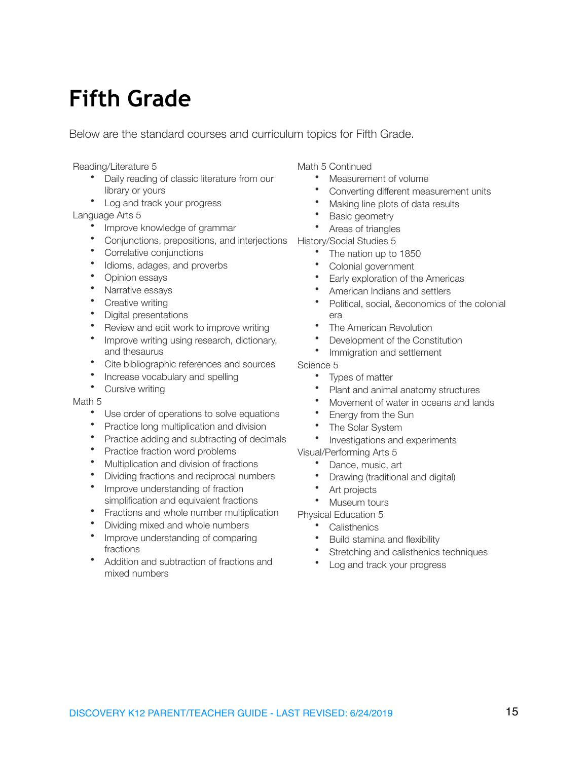# Fifth Grade

Below are the standard courses and curriculum topics for Fifth Grade.

Reading/Literature 5

- Daily reading of classic literature from our library or yours
- Log and track your progress

Language Arts 5

- Improve knowledge of grammar
- Conjunctions, prepositions, and interjections
- Correlative conjunctions
- Idioms, adages, and proverbs
- Opinion essays
- Narrative essays
- Creative writing
- Digital presentations
- Review and edit work to improve writing
- Improve writing using research, dictionary, and thesaurus
- Cite bibliographic references and sources
- Increase vocabulary and spelling
- Cursive writing

Math 5

- Use order of operations to solve equations
- Practice long multiplication and division
- Practice adding and subtracting of decimals
- Practice fraction word problems
- Multiplication and division of fractions
- Dividing fractions and reciprocal numbers
- Improve understanding of fraction simplification and equivalent fractions
- Fractions and whole number multiplication
- Dividing mixed and whole numbers
- Improve understanding of comparing fractions
- Addition and subtraction of fractions and mixed numbers

Math 5 Continued

- Measurement of volume
- Converting different measurement units
- Making line plots of data results
- Basic geometry
- Areas of triangles

History/Social Studies 5

- The nation up to 1850
- Colonial government
- Early exploration of the Americas
- American Indians and settlers
- Political, social, &economics of the colonial era
- The American Revolution
- Development of the Constitution
- Immigration and settlement

Science 5

- Types of matter
- Plant and animal anatomy structures
- Movement of water in oceans and lands
- Energy from the Sun
- The Solar System
- Investigations and experiments

Visual/Performing Arts 5

- Dance, music, art
- Drawing (traditional and digital)
- Art projects
- Museum tours

Physical Education 5

- Calisthenics
- Build stamina and flexibility
- Stretching and calisthenics techniques
- Log and track your progress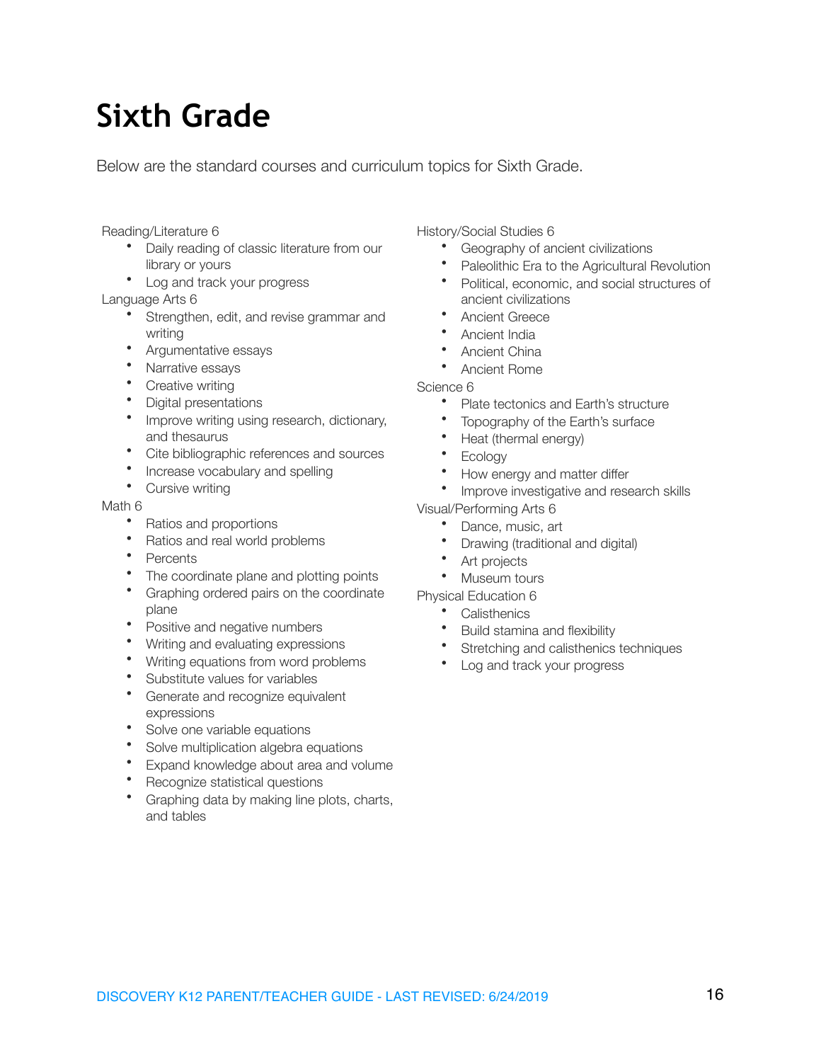# Sixth Grade

Below are the standard courses and curriculum topics for Sixth Grade.

Reading/Literature 6

- Daily reading of classic literature from our library or yours
- Log and track your progress

Language Arts 6

- Strengthen, edit, and revise grammar and writing
- Argumentative essays
- Narrative essays
- Creative writing
- Digital presentations
- Improve writing using research, dictionary, and thesaurus
- Cite bibliographic references and sources
- Increase vocabulary and spelling
- Cursive writing

Math 6

- Ratios and proportions
- Ratios and real world problems
- Percents
- The coordinate plane and plotting points
- Graphing ordered pairs on the coordinate plane
- Positive and negative numbers
- Writing and evaluating expressions
- Writing equations from word problems
- Substitute values for variables
- Generate and recognize equivalent expressions
- Solve one variable equations
- Solve multiplication algebra equations
- Expand knowledge about area and volume
- Recognize statistical questions
- Graphing data by making line plots, charts, and tables

History/Social Studies 6

- Geography of ancient civilizations
- Paleolithic Era to the Agricultural Revolution
- Political, economic, and social structures of ancient civilizations
- Ancient Greece
- Ancient India
- Ancient China
- Ancient Rome

Science 6

- Plate tectonics and Earth's structure
- Topography of the Earth's surface
- Heat (thermal energy)
- Ecology
- How energy and matter differ
- Improve investigative and research skills

Visual/Performing Arts 6

- Dance, music, art
- Drawing (traditional and digital)
- Art projects
- Museum tours

Physical Education 6

- Calisthenics
- Build stamina and flexibility
- Stretching and calisthenics techniques
- Log and track your progress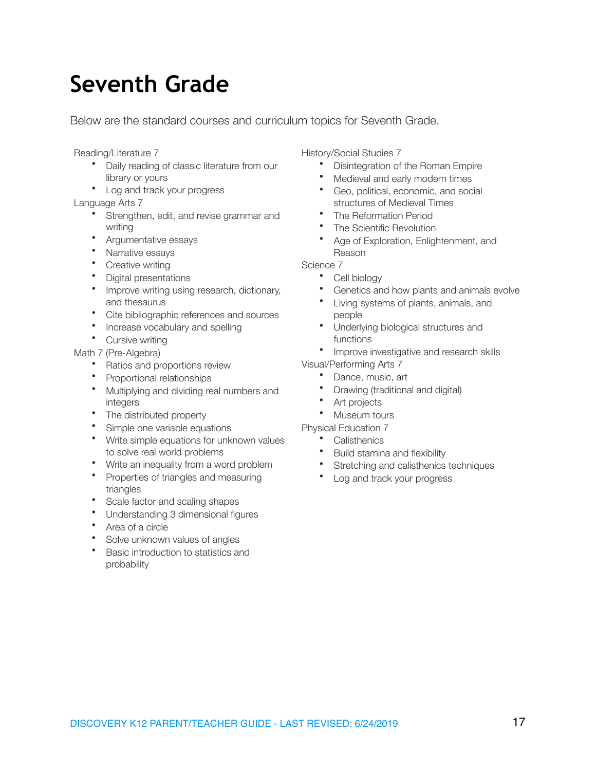# Seventh Grade

Below are the standard courses and curriculum topics for Seventh Grade.

Reading/Literature 7

- Daily reading of classic literature from our library or yours
- Log and track your progress

Language Arts 7

- Strengthen, edit, and revise grammar and writing
- Argumentative essays
- Narrative essays
- Creative writing
- Digital presentations
- Improve writing using research, dictionary, and thesaurus
- Cite bibliographic references and sources
- Increase vocabulary and spelling
- Cursive writing

Math 7 (Pre-Algebra)

- Ratios and proportions review
- Proportional relationships
- Multiplying and dividing real numbers and integers
- The distributed property
- Simple one variable equations
- Write simple equations for unknown values to solve real world problems
- Write an inequality from a word problem
- Properties of triangles and measuring triangles
- Scale factor and scaling shapes
- Understanding 3 dimensional figures
- Area of a circle
- Solve unknown values of angles
- Basic introduction to statistics and probability

History/Social Studies 7

- Disintegration of the Roman Empire
- Medieval and early modern times
- Geo, political, economic, and social structures of Medieval Times
- The Reformation Period
- The Scientific Revolution
- Age of Exploration, Enlightenment, and Reason

Science 7

- Cell biology
- Genetics and how plants and animals evolve
- Living systems of plants, animals, and people
- Underlying biological structures and functions
- Improve investigative and research skills

Visual/Performing Arts 7

- Dance, music, art
- Drawing (traditional and digital)
- Art projects
- Museum tours

Physical Education 7

- Calisthenics
- Build stamina and flexibility
- Stretching and calisthenics techniques
- Log and track your progress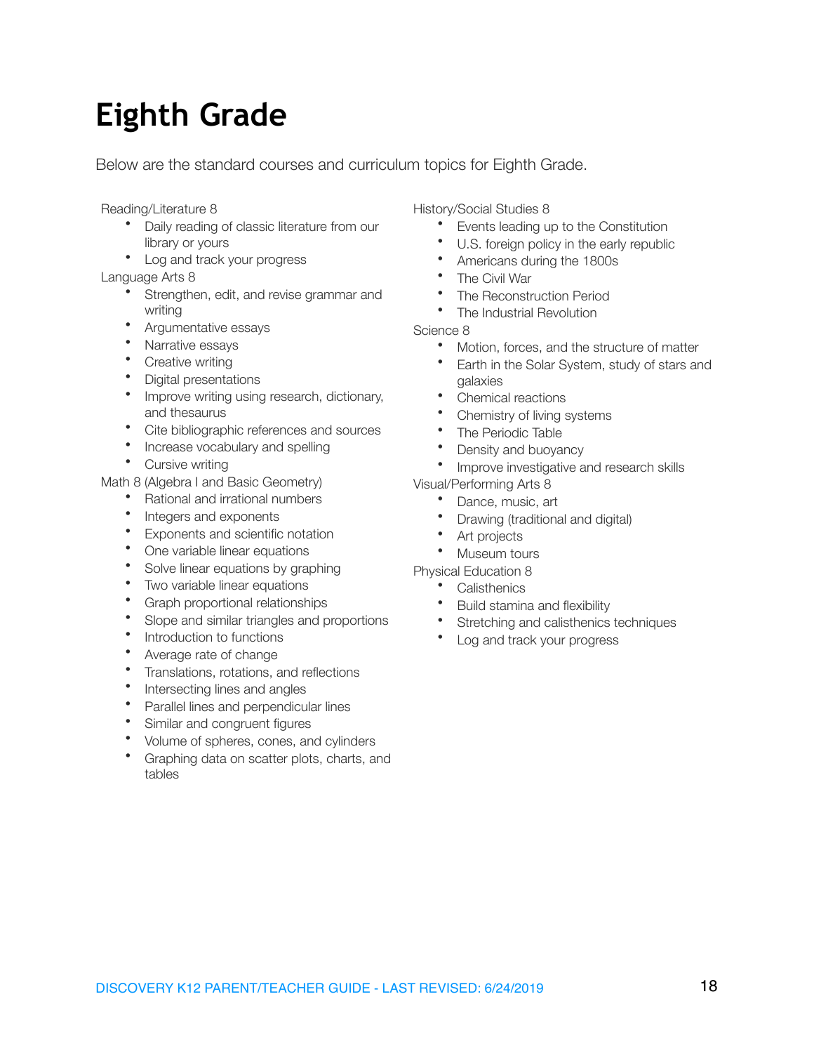# Eighth Grade

Below are the standard courses and curriculum topics for Eighth Grade.

Reading/Literature 8

- Daily reading of classic literature from our library or yours
- Log and track your progress

Language Arts 8

- Strengthen, edit, and revise grammar and writing
- Argumentative essays
- Narrative essays
- Creative writing
- Digital presentations
- Improve writing using research, dictionary, and thesaurus
- Cite bibliographic references and sources
- Increase vocabulary and spelling
- Cursive writing

Math 8 (Algebra I and Basic Geometry)

- Rational and irrational numbers
- Integers and exponents
- Exponents and scientific notation
- One variable linear equations
- Solve linear equations by graphing
- Two variable linear equations
- Graph proportional relationships
- Slope and similar triangles and proportions
- Introduction to functions
- Average rate of change
- Translations, rotations, and reflections
- Intersecting lines and angles
- Parallel lines and perpendicular lines
- Similar and congruent figures
- Volume of spheres, cones, and cylinders
- Graphing data on scatter plots, charts, and tables

History/Social Studies 8

- Events leading up to the Constitution
- U.S. foreign policy in the early republic
- Americans during the 1800s
- The Civil War
- The Reconstruction Period
- The Industrial Revolution

Science 8

- Motion, forces, and the structure of matter
- Earth in the Solar System, study of stars and galaxies
- Chemical reactions
- Chemistry of living systems
- The Periodic Table
- Density and buoyancy
- Improve investigative and research skills

Visual/Performing Arts 8

- Dance, music, art
- Drawing (traditional and digital)
- Art projects
- Museum tours

Physical Education 8

- Calisthenics
- Build stamina and flexibility
- Stretching and calisthenics techniques
- Log and track your progress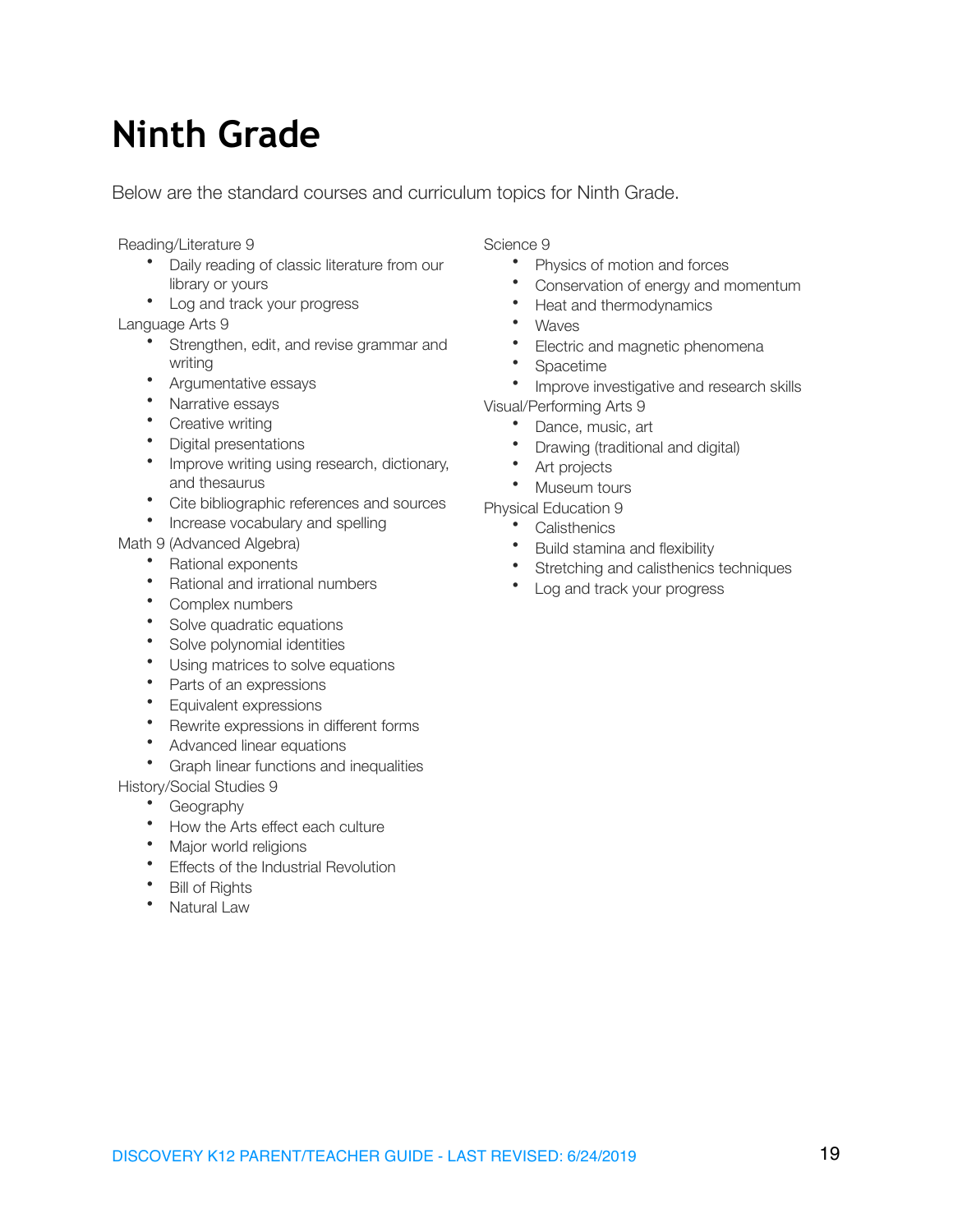# Ninth Grade

Below are the standard courses and curriculum topics for Ninth Grade.

Reading/Literature 9

- Daily reading of classic literature from our library or yours
- Log and track your progress

Language Arts 9

- Strengthen, edit, and revise grammar and writing
- Argumentative essays
- Narrative essays
- Creative writing
- Digital presentations
- Improve writing using research, dictionary, and thesaurus
- Cite bibliographic references and sources
- Increase vocabulary and spelling

Math 9 (Advanced Algebra)

- Rational exponents
- Rational and irrational numbers
- Complex numbers
- Solve quadratic equations
- Solve polynomial identities
- Using matrices to solve equations
- Parts of an expressions
- Equivalent expressions
- Rewrite expressions in different forms
- Advanced linear equations
- Graph linear functions and inequalities

History/Social Studies 9

- Geography
- How the Arts effect each culture
- Major world religions
- Effects of the Industrial Revolution
- Bill of Rights
- Natural Law

Science 9

- Physics of motion and forces
- Conservation of energy and momentum
- Heat and thermodynamics
- Waves
- Electric and magnetic phenomena
- Spacetime
- Improve investigative and research skills

Visual/Performing Arts 9

- Dance, music, art
- Drawing (traditional and digital)
- Art projects
- Museum tours

Physical Education 9

- Calisthenics
- Build stamina and flexibility
- Stretching and calisthenics techniques
- Log and track your progress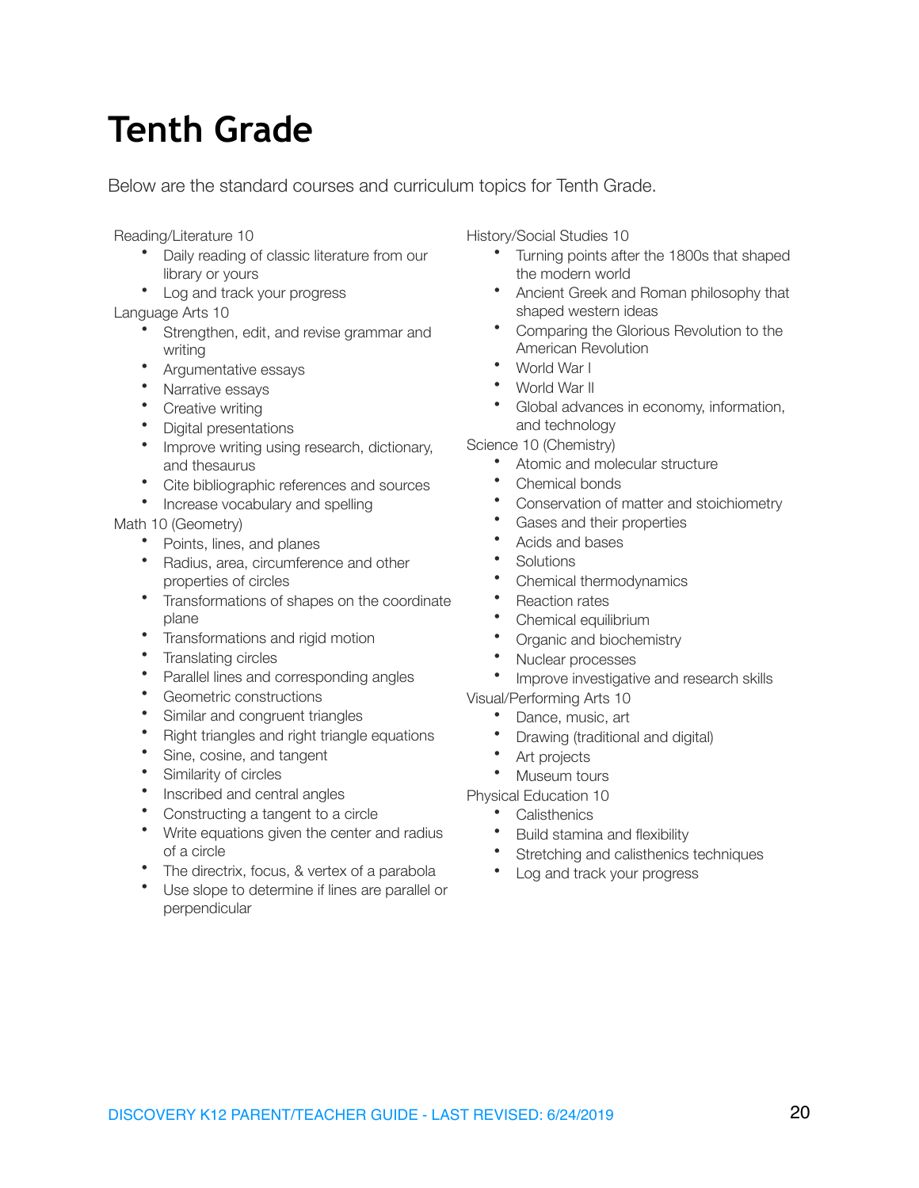# Tenth Grade

Below are the standard courses and curriculum topics for Tenth Grade.

Reading/Literature 10

- Daily reading of classic literature from our library or yours
- Log and track your progress

Language Arts 10

- Strengthen, edit, and revise grammar and writing
- Argumentative essays
- Narrative essays
- Creative writing
- Digital presentations
- Improve writing using research, dictionary, and thesaurus
- Cite bibliographic references and sources
- Increase vocabulary and spelling

Math 10 (Geometry)

- Points, lines, and planes
- Radius, area, circumference and other properties of circles
- Transformations of shapes on the coordinate plane
- Transformations and rigid motion
- Translating circles
- Parallel lines and corresponding angles
- Geometric constructions
- Similar and congruent triangles
- Right triangles and right triangle equations
- Sine, cosine, and tangent
- Similarity of circles
- Inscribed and central angles
- Constructing a tangent to a circle
- Write equations given the center and radius of a circle
- The directrix, focus, & vertex of a parabola
- Use slope to determine if lines are parallel or perpendicular

History/Social Studies 10

- Turning points after the 1800s that shaped the modern world
- Ancient Greek and Roman philosophy that shaped western ideas
- Comparing the Glorious Revolution to the American Revolution
- World War I
- World War II
- Global advances in economy, information, and technology

Science 10 (Chemistry)

- Atomic and molecular structure
- Chemical bonds
- Conservation of matter and stoichiometry
- Gases and their properties
- Acids and bases
- Solutions
- Chemical thermodynamics
- Reaction rates
- Chemical equilibrium
- Organic and biochemistry
- Nuclear processes
- Improve investigative and research skills

Visual/Performing Arts 10

- Dance, music, art
- Drawing (traditional and digital)
- Art projects
- Museum tours

Physical Education 10

- Calisthenics
- Build stamina and flexibility
- Stretching and calisthenics techniques
- Log and track your progress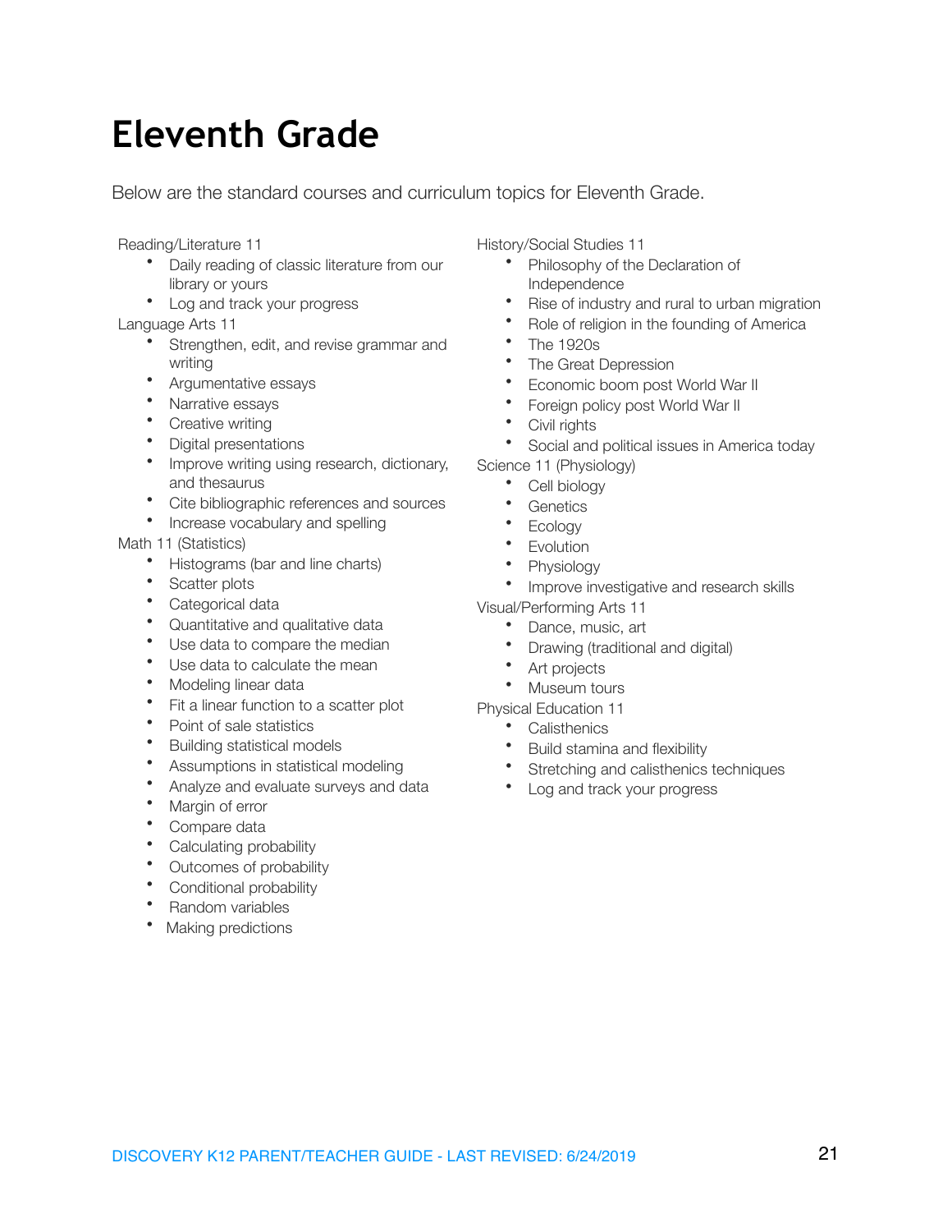# Eleventh Grade

Below are the standard courses and curriculum topics for Eleventh Grade.

Reading/Literature 11

- Daily reading of classic literature from our library or yours
- Log and track your progress

Language Arts 11

- Strengthen, edit, and revise grammar and writing
- Argumentative essays
- Narrative essays
- Creative writing
- Digital presentations
- Improve writing using research, dictionary, and thesaurus
- Cite bibliographic references and sources
- Increase vocabulary and spelling

Math 11 (Statistics)

- Histograms (bar and line charts)
- Scatter plots
- Categorical data
- Quantitative and qualitative data
- Use data to compare the median
- Use data to calculate the mean
- Modeling linear data
- Fit a linear function to a scatter plot
- Point of sale statistics
- Building statistical models
- Assumptions in statistical modeling
- Analyze and evaluate surveys and data
- Margin of error
- Compare data
- Calculating probability
- Outcomes of probability
- Conditional probability
- Random variables
- Making predictions

History/Social Studies 11

- Philosophy of the Declaration of Independence
- Rise of industry and rural to urban migration
- Role of religion in the founding of America
- The 1920s
- The Great Depression
- Economic boom post World War II
- Foreign policy post World War II
- Civil rights
- Social and political issues in America today

Science 11 (Physiology)

- Cell biology
- Genetics
- Ecology
- Evolution
- Physiology
- Improve investigative and research skills

Visual/Performing Arts 11

- Dance, music, art
- Drawing (traditional and digital)
- Art projects
- Museum tours

Physical Education 11

- Calisthenics
- Build stamina and flexibility
- Stretching and calisthenics techniques
- Log and track your progress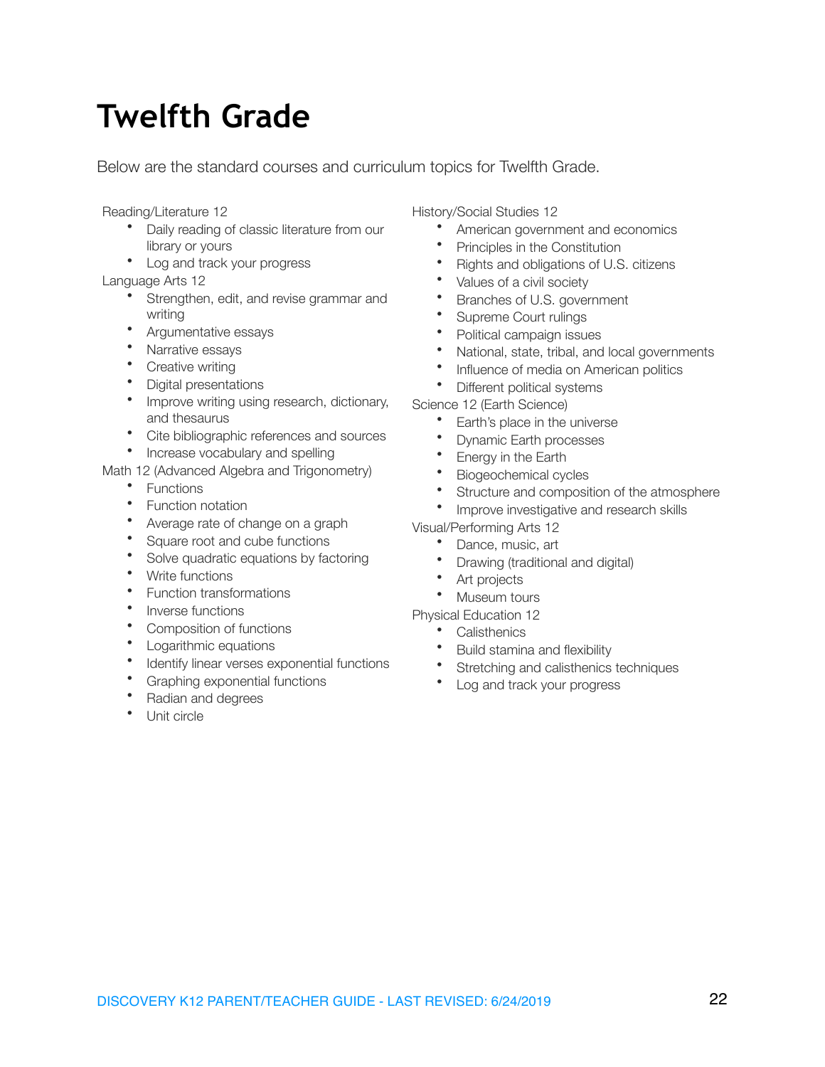# Twelfth Grade

Below are the standard courses and curriculum topics for Twelfth Grade.

Reading/Literature 12

- Daily reading of classic literature from our library or yours
- Log and track your progress

Language Arts 12

- Strengthen, edit, and revise grammar and writing
- Argumentative essays
- Narrative essays
- Creative writing
- Digital presentations
- Improve writing using research, dictionary, and thesaurus
- Cite bibliographic references and sources
- Increase vocabulary and spelling

Math 12 (Advanced Algebra and Trigonometry)

- Functions
- Function notation
- Average rate of change on a graph
- Square root and cube functions
- Solve quadratic equations by factoring
- Write functions
- Function transformations
- Inverse functions
- Composition of functions
- Logarithmic equations
- Identify linear verses exponential functions
- Graphing exponential functions
- Radian and degrees
- Unit circle

History/Social Studies 12

- American government and economics
- Principles in the Constitution
- Rights and obligations of U.S. citizens
- Values of a civil society
- Branches of U.S. government
- Supreme Court rulings
- Political campaign issues
- National, state, tribal, and local governments
- Influence of media on American politics
- Different political systems

Science 12 (Earth Science)

- Earth's place in the universe
- Dynamic Earth processes
- Energy in the Earth
- Biogeochemical cycles
- Structure and composition of the atmosphere
- Improve investigative and research skills

Visual/Performing Arts 12

- Dance, music, art
- Drawing (traditional and digital)
- Art projects
- Museum tours

Physical Education 12

- Calisthenics
- Build stamina and flexibility
- Stretching and calisthenics techniques
- Log and track your progress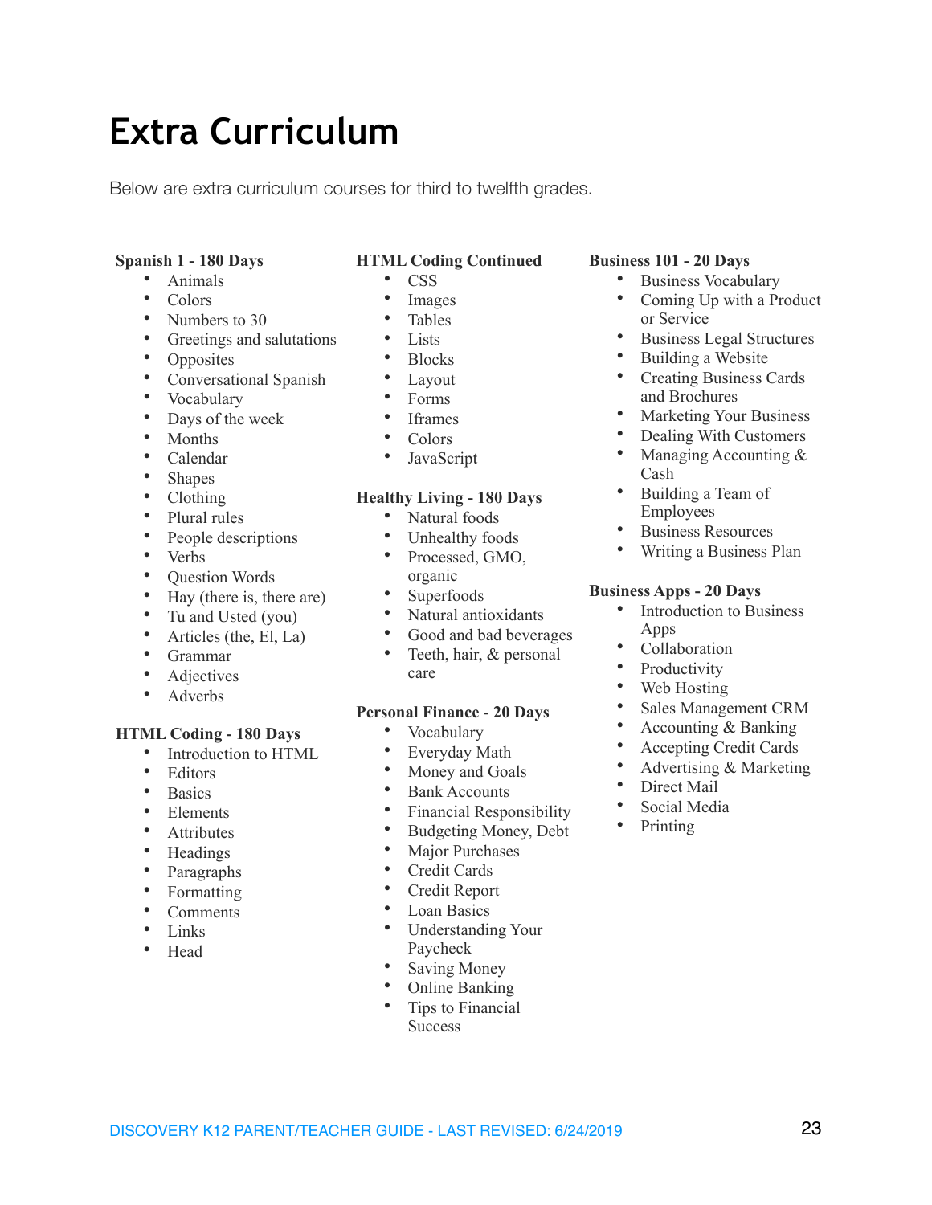# Extra Curriculum

Below are extra curriculum courses for third to twelfth grades.

**Spanish 1 - 180 Days**

- Animals
- Colors
- Numbers to 30
- Greetings and salutations
- Opposites
- Conversational Spanish
- Vocabulary
- Days of the week
- Months
- Calendar
- Shapes
- Clothing
- Plural rules
- People descriptions
- Verbs
- Question Words
- Hay (there is, there are)
- Tu and Usted (you)
- Articles (the, El, La)
- Grammar
- Adjectives
- Adverbs

**HTML Coding - 180 Days**

- Introduction to HTML
- Editors
- Basics
- Elements
- Attributes
- Headings
- Paragraphs
- Formatting
- Comments
- Links
- Head

**HTML Coding Continued**

- CSS
- Images
- Tables
- Lists
- Blocks
- Layout
- Forms
- Iframes
- Colors
- JavaScript

**Healthy Living - 180 Days**

- Natural foods
- Unhealthy foods
- Processed, GMO, organic
- Superfoods
- Natural antioxidants
- Good and bad beverages
- Teeth, hair, & personal care

**Personal Finance - 20 Days**

- Vocabulary
- Everyday Math
- Money and Goals
- Bank Accounts
- Financial Responsibility
- Budgeting Money, Debt
- Major Purchases
- Credit Cards
- Credit Report
- Loan Basics
- Understanding Your Paycheck
- Saving Money
- Online Banking
- Tips to Financial Success

**Business 101 - 20 Days**

- Business Vocabulary
- Coming Up with a Product or Service
- Business Legal Structures
- Building a Website
- Creating Business Cards and Brochures
- Marketing Your Business
- Dealing With Customers
- Managing Accounting & Cash
- Building a Team of Employees
- Business Resources
- Writing a Business Plan

**Business Apps - 20 Days**

- Introduction to Business Apps
- Collaboration
- Productivity
- Web Hosting
- Sales Management CRM
- Accounting & Banking
- Accepting Credit Cards
- Advertising & Marketing
- Direct Mail
- Social Media
- Printing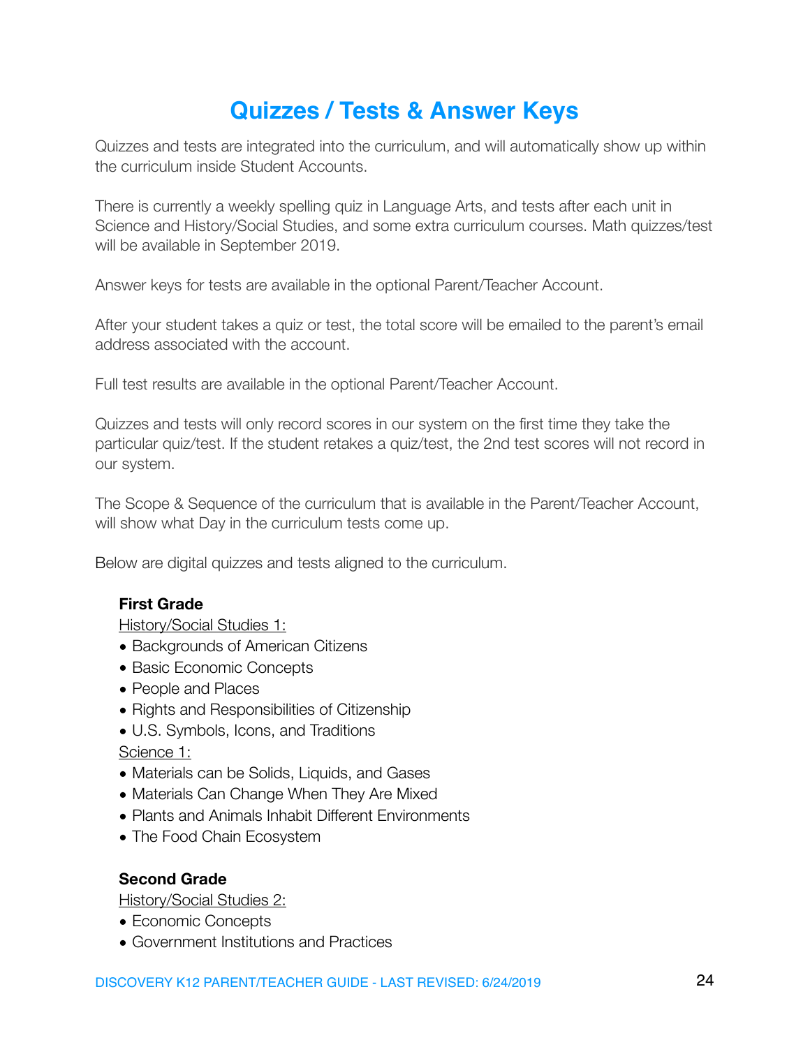# Quizzes / Tests & Answer Keys

Quizzes and tests are integrated into the curriculum, and will automatically show up within the curriculum inside Student Accounts.

There is currently a weekly spelling quiz in Language Arts, and tests after each unit in Science and History/Social Studies, and some extra curriculum courses. Math quizzes/test will be available in September 2019.

Answer keys for tests are available in the optional Parent/Teacher Account.

After your student takes a quiz or test, the total score will be emailed to the parent's email address associated with the account.

Full test results are available in the optional Parent/Teacher Account.

Quizzes and tests will only record scores in our system on the first time they take the particular quiz/test. If the student retakes a quiz/test, the 2nd test scores will not record in our system.

The Scope & Sequence of the curriculum that is available in the Parent/Teacher Account, will show what Day in the curriculum tests come up.

Below are digital quizzes and tests aligned to the curriculum.

**First Grade**

History/Social Studies 1:

- Backgrounds of American Citizens
- Basic Economic Concepts
- People and Places
- Rights and Responsibilities of Citizenship
- U.S. Symbols, Icons, and Traditions

Science 1:

- Materials can be Solids, Liquids, and Gases
- Materials Can Change When They Are Mixed
- Plants and Animals Inhabit Different Environments
- The Food Chain Ecosystem

**Second Grade**

History/Social Studies 2:

- Economic Concepts
- Government Institutions and Practices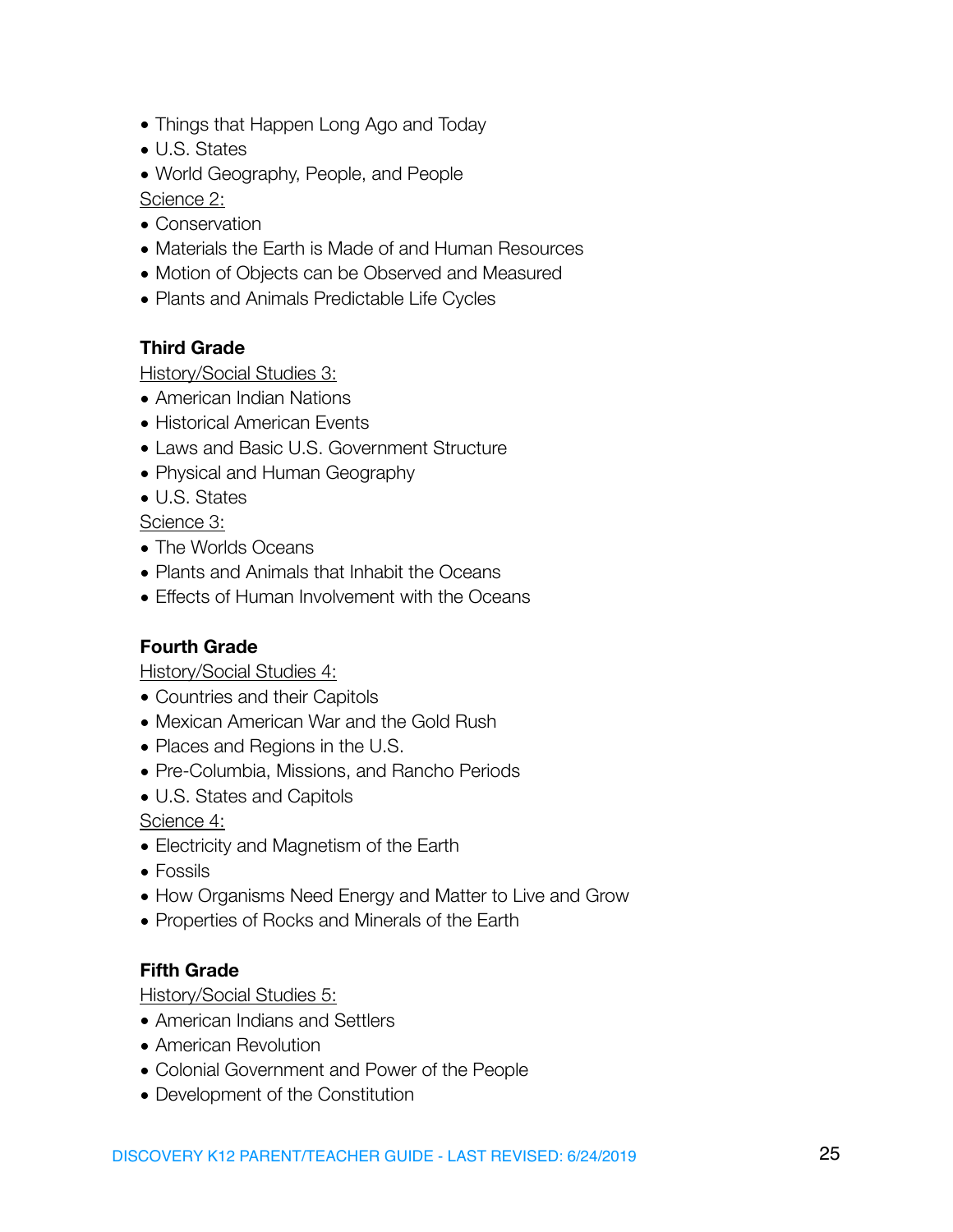- Things that Happen Long Ago and Today
- U.S. States
- World Geography, People, and People

Science 2:

- Conservation
- Materials the Earth is Made of and Human Resources
- Motion of Objects can be Observed and Measured
- Plants and Animals Predictable Life Cycles

**Third Grade**

History/Social Studies 3:

- American Indian Nations
- Historical American Events
- Laws and Basic U.S. Government Structure
- Physical and Human Geography
- U.S. States

Science 3:

- The Worlds Oceans
- Plants and Animals that Inhabit the Oceans
- Effects of Human Involvement with the Oceans

**Fourth Grade**

History/Social Studies 4:

- Countries and their Capitols
- Mexican American War and the Gold Rush
- Places and Regions in the U.S.
- Pre-Columbia, Missions, and Rancho Periods
- U.S. States and Capitols

Science 4:

- Electricity and Magnetism of the Earth
- Fossils
- How Organisms Need Energy and Matter to Live and Grow
- Properties of Rocks and Minerals of the Earth

**Fifth Grade**

History/Social Studies 5:

- American Indians and Settlers
- American Revolution
- Colonial Government and Power of the People
- Development of the Constitution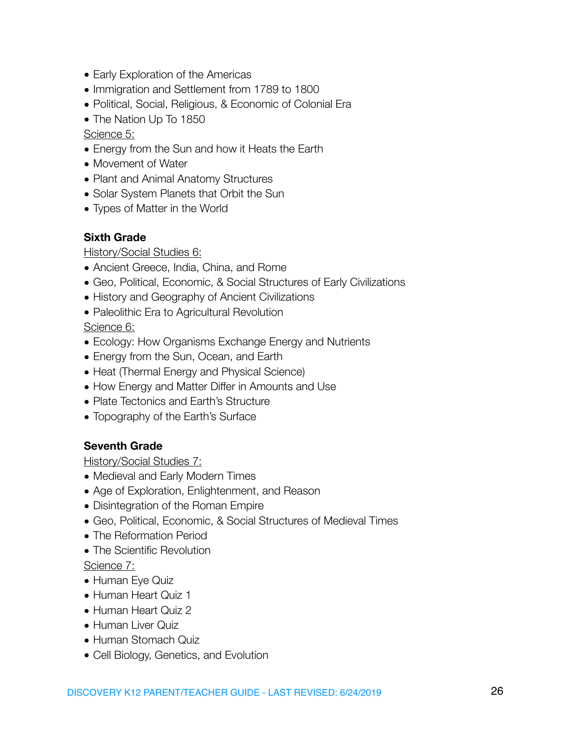- Early Exploration of the Americas
- Immigration and Settlement from 1789 to 1800
- Political, Social, Religious, & Economic of Colonial Era
- The Nation Up To 1850

<u>Science 5:</u>

- Energy from the Sun and how it Heats the Earth
- Movement of Water
- Plant and Animal Anatomy Structures
- Solar System Planets that Orbit the Sun
- Types of Matter in the World

**Sixth Grade**

<u>History/Social Studies 6:</u>

- Ancient Greece, India, China, and Rome
- Geo, Political, Economic, & Social Structures of Early Civilizations
- History and Geography of Ancient Civilizations
- Paleolithic Era to Agricultural Revolution

<u>Science 6:</u>

- Ecology: How Organisms Exchange Energy and Nutrients
- Energy from the Sun, Ocean, and Earth
- Heat (Thermal Energy and Physical Science)
- How Energy and Matter Differ in Amounts and Use
- Plate Tectonics and Earth's Structure
- Topography of the Earth's Surface

**Seventh Grade**

<u>History/Social Studies 7:</u>

- Medieval and Early Modern Times
- Age of Exploration, Enlightenment, and Reason
- Disintegration of the Roman Empire
- Geo, Political, Economic, & Social Structures of Medieval Times
- The Reformation Period
- The Scientific Revolution

<u>Science 7:</u>

- Human Eye Quiz
- Human Heart Quiz 1
- Human Heart Quiz 2
- Human Liver Quiz
- Human Stomach Quiz
- Cell Biology, Genetics, and Evolution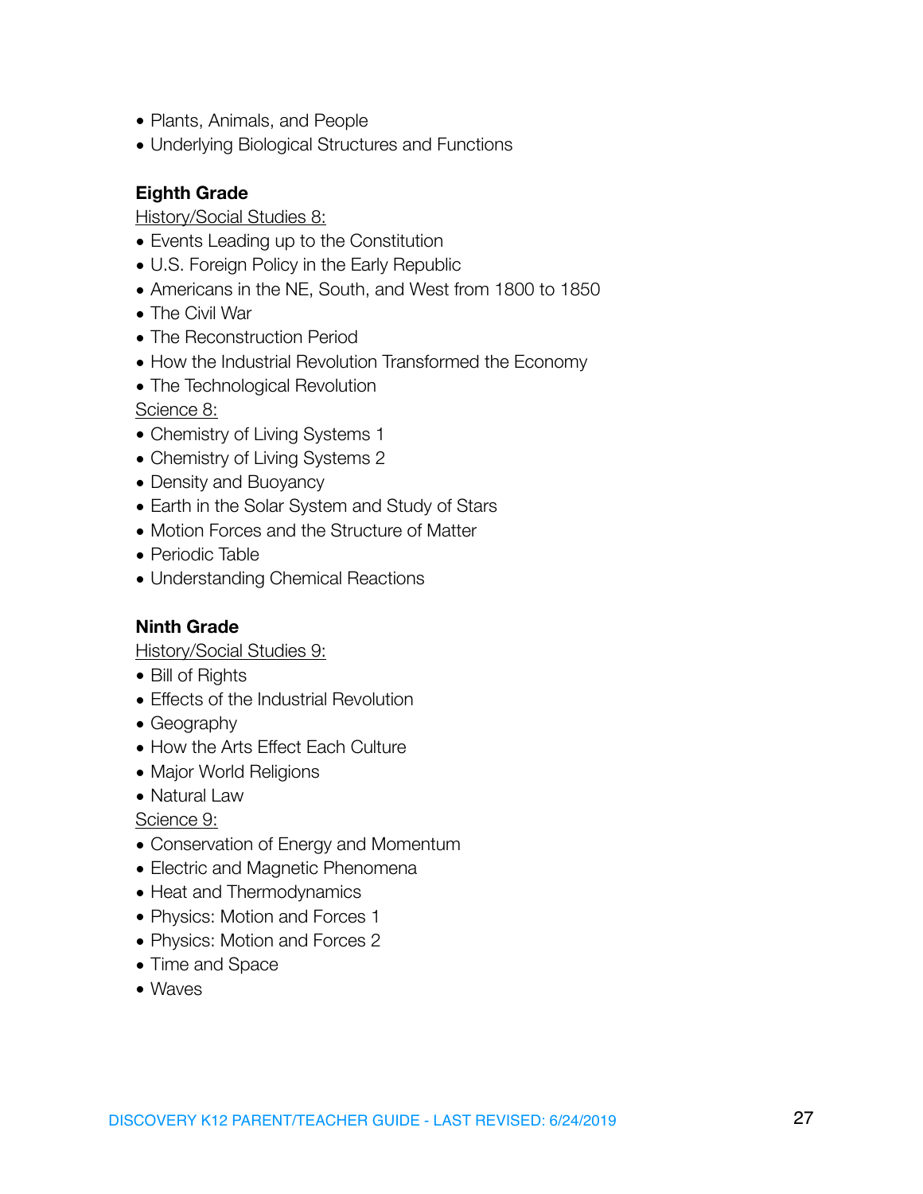- Plants, Animals, and People
- Underlying Biological Structures and Functions

**Eighth Grade**

History/Social Studies 8:

- Events Leading up to the Constitution
- U.S. Foreign Policy in the Early Republic
- Americans in the NE, South, and West from 1800 to 1850
- The Civil War
- The Reconstruction Period
- How the Industrial Revolution Transformed the Economy
- The Technological Revolution

Science 8:

- Chemistry of Living Systems 1
- Chemistry of Living Systems 2
- Density and Buoyancy
- Earth in the Solar System and Study of Stars
- Motion Forces and the Structure of Matter
- Periodic Table
- Understanding Chemical Reactions

**Ninth Grade**

History/Social Studies 9:

- Bill of Rights
- Effects of the Industrial Revolution
- Geography
- How the Arts Effect Each Culture
- Major World Religions
- Natural Law

Science 9:

- Conservation of Energy and Momentum
- Electric and Magnetic Phenomena
- Heat and Thermodynamics
- Physics: Motion and Forces 1
- Physics: Motion and Forces 2
- Time and Space
- Waves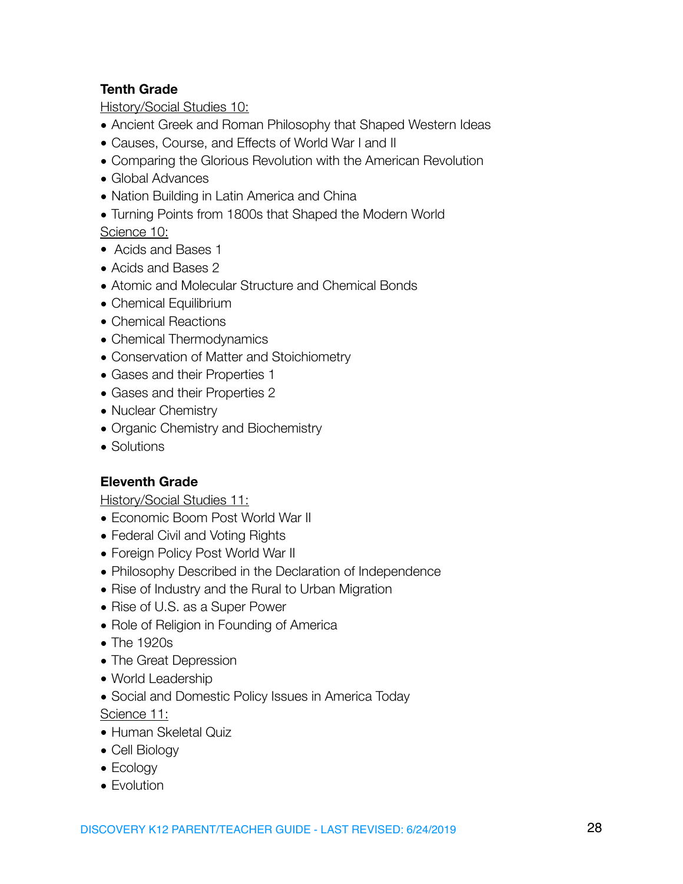**Tenth Grade**

History/Social Studies 10:

- Ancient Greek and Roman Philosophy that Shaped Western Ideas
- Causes, Course, and Effects of World War I and II
- Comparing the Glorious Revolution with the American Revolution
- Global Advances
- Nation Building in Latin America and China
- Turning Points from 1800s that Shaped the Modern World

Science 10:

- Acids and Bases 1
- Acids and Bases 2
- Atomic and Molecular Structure and Chemical Bonds
- Chemical Equilibrium
- Chemical Reactions
- Chemical Thermodynamics
- Conservation of Matter and Stoichiometry
- Gases and their Properties 1
- Gases and their Properties 2
- Nuclear Chemistry
- Organic Chemistry and Biochemistry
- Solutions

**Eleventh Grade**

History/Social Studies 11:

- Economic Boom Post World War II
- Federal Civil and Voting Rights
- Foreign Policy Post World War II
- Philosophy Described in the Declaration of Independence
- Rise of Industry and the Rural to Urban Migration
- Rise of U.S. as a Super Power
- Role of Religion in Founding of America
- The 1920s
- The Great Depression
- World Leadership
- Social and Domestic Policy Issues in America Today

Science 11:

- Human Skeletal Quiz
- Cell Biology
- Ecology
- Evolution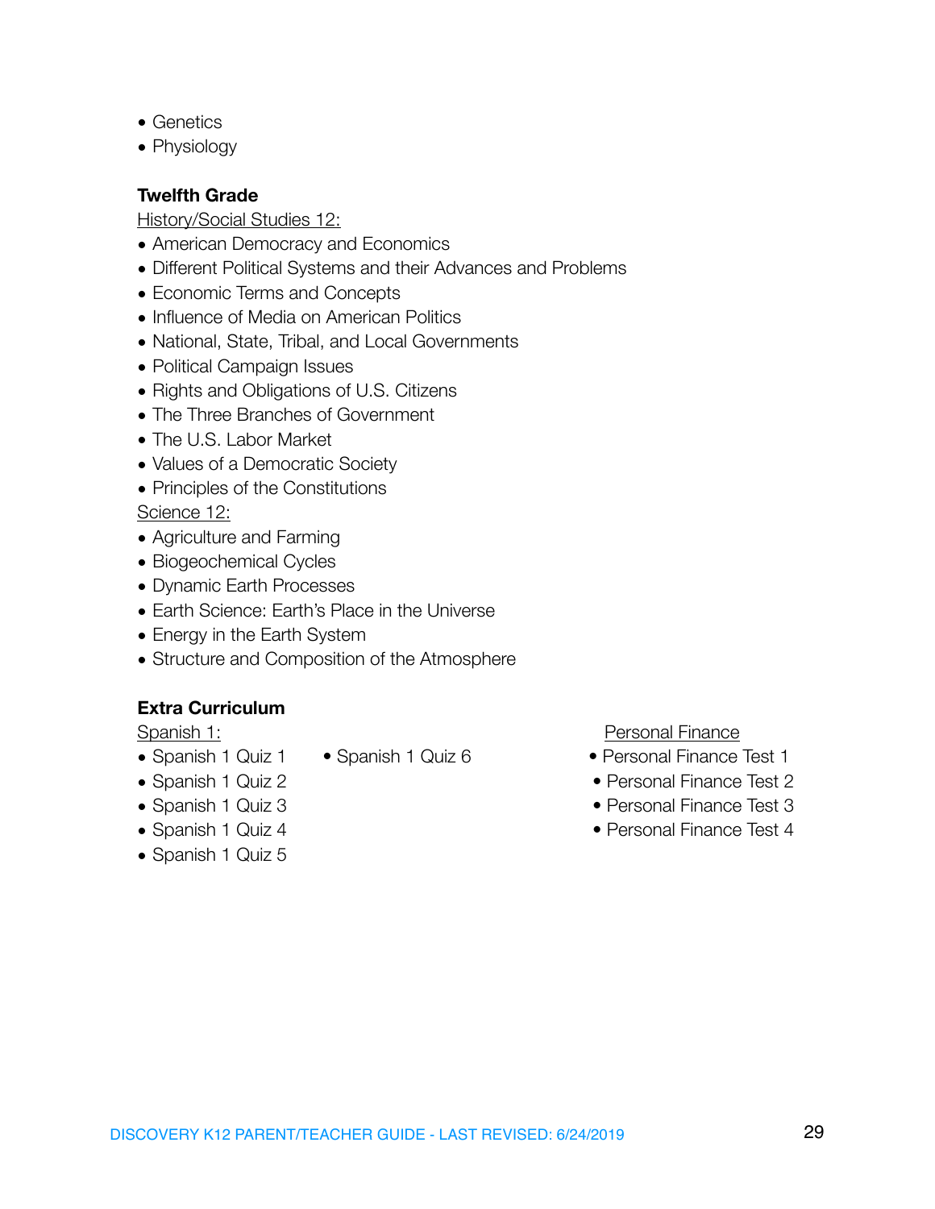- Genetics
- Physiology

**Twelfth Grade**

<u>History/Social Studies 12:</u>

- American Democracy and Economics
- Different Political Systems and their Advances and Problems
- Economic Terms and Concepts
- Influence of Media on American Politics
- National, State, Tribal, and Local Governments
- Political Campaign Issues
- Rights and Obligations of U.S. Citizens
- The Three Branches of Government
- The U.S. Labor Market
- Values of a Democratic Society
- Principles of the Constitutions

<u>Science 12:</u>

- Agriculture and Farming
- Biogeochemical Cycles
- Dynamic Earth Processes
- Earth Science: Earth's Place in the Universe
- Energy in the Earth System
- Structure and Composition of the Atmosphere

**Extra Curriculum**

<u>Spanish 1:</u>

- Spanish 1 Quiz 1
- Spanish 1 Quiz 2
- Spanish 1 Quiz 3
- Spanish 1 Quiz 4
- Spanish 1 Quiz 5
- Spanish 1 Quiz 6

<u>Personal Finance</u>

- Personal Finance Test 1
- Personal Finance Test 2
- Personal Finance Test 3
- Personal Finance Test 4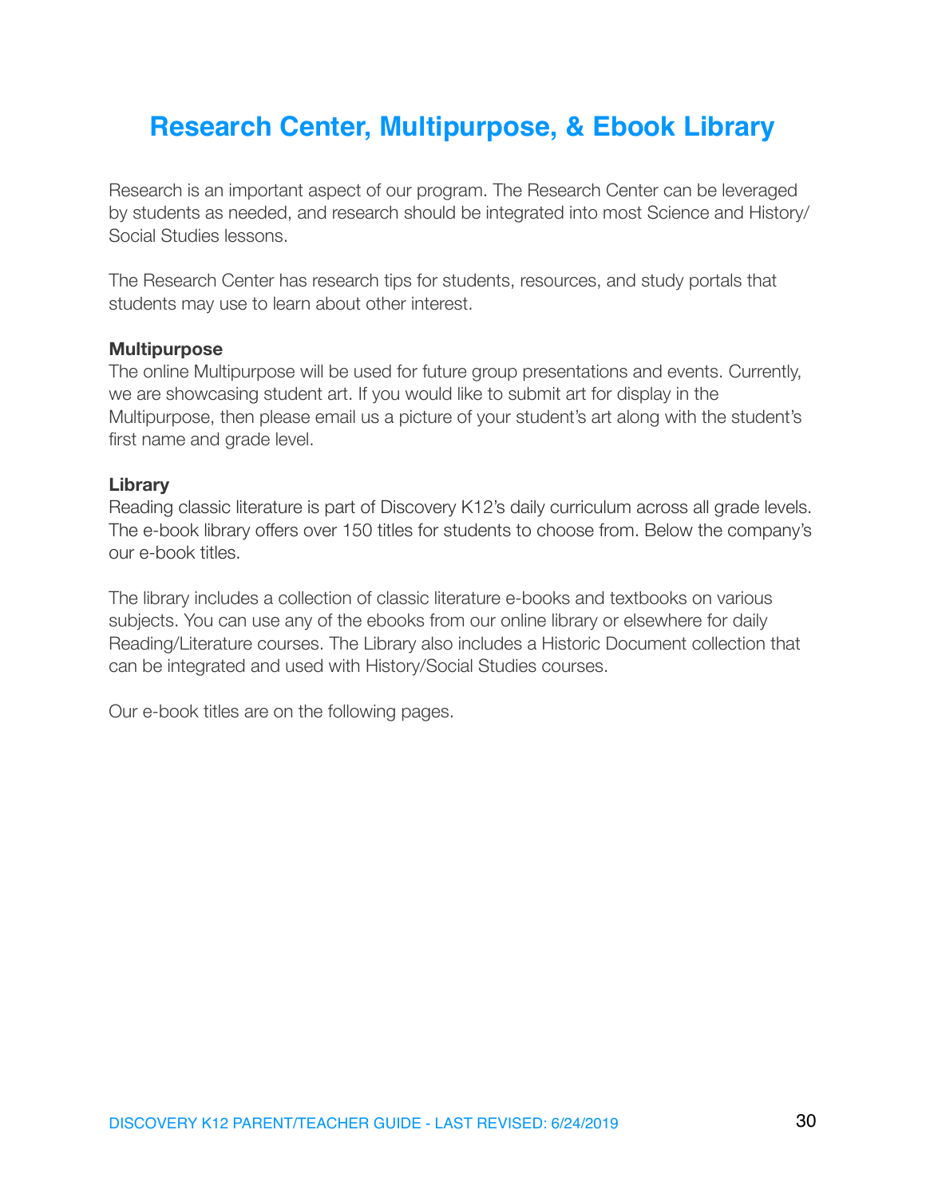# Research Center, Multipurpose, & Ebook Library

Research is an important aspect of our program. The Research Center can be leveraged by students as needed, and research should be integrated into most Science and History/Social Studies lessons.

The Research Center has research tips for students, resources, and study portals that students may use to learn about other interest.

**Multipurpose**
The online Multipurpose will be used for future group presentations and events. Currently, we are showcasing student art. If you would like to submit art for display in the Multipurpose, then please email us a picture of your student's art along with the student's first name and grade level.

**Library**
Reading classic literature is part of Discovery K12's daily curriculum across all grade levels. The e-book library offers over 150 titles for students to choose from. Below the company's our e-book titles.

The library includes a collection of classic literature e-books and textbooks on various subjects. You can use any of the ebooks from our online library or elsewhere for daily Reading/Literature courses. The Library also includes a Historic Document collection that can be integrated and used with History/Social Studies courses.

Our e-book titles are on the following pages.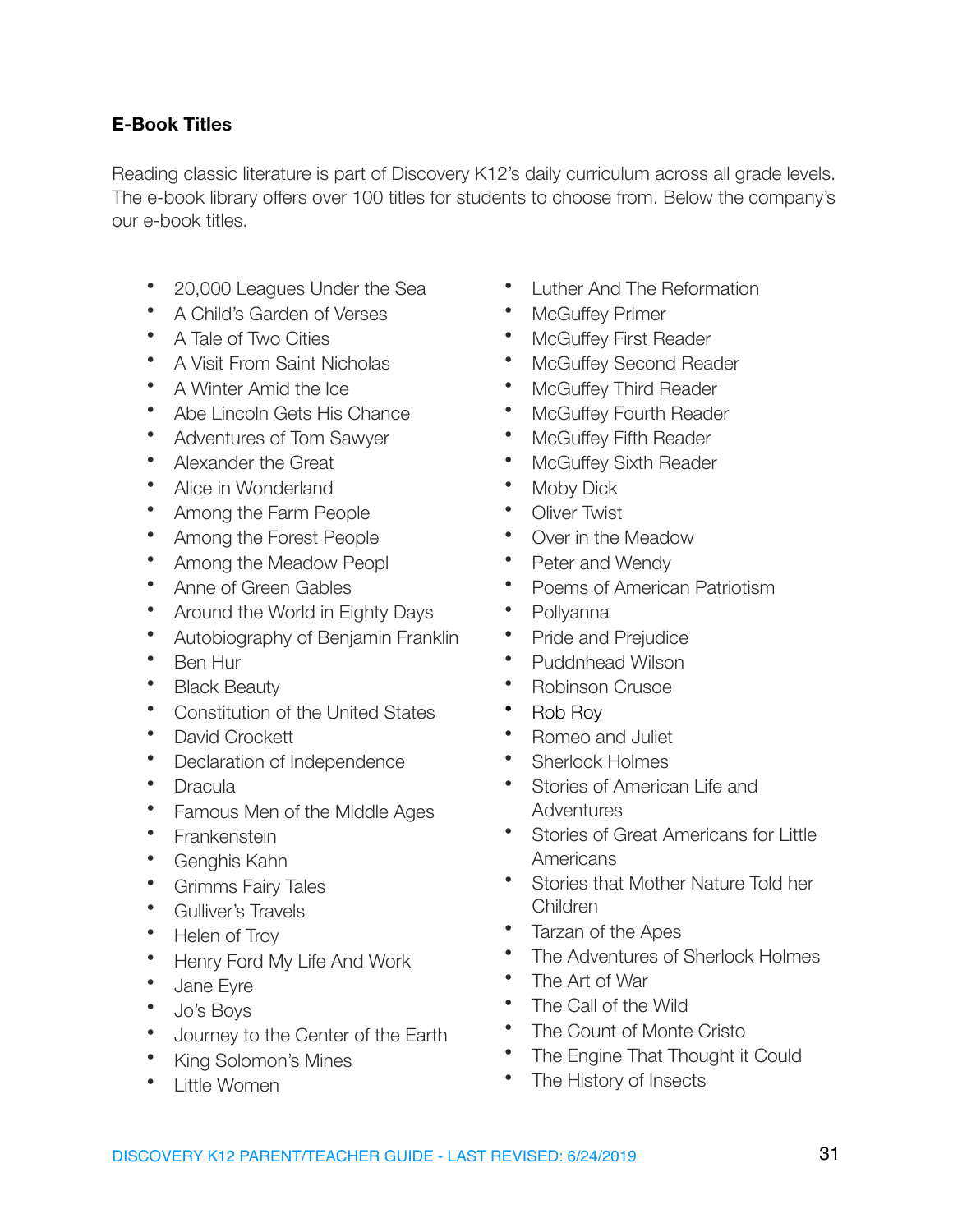**E-Book Titles**

Reading classic literature is part of Discovery K12's daily curriculum across all grade levels. The e-book library offers over 100 titles for students to choose from. Below the company's our e-book titles.

- 20,000 Leagues Under the Sea
- A Child's Garden of Verses
- A Tale of Two Cities
- A Visit From Saint Nicholas
- A Winter Amid the Ice
- Abe Lincoln Gets His Chance
- Adventures of Tom Sawyer
- Alexander the Great
- Alice in Wonderland
- Among the Farm People
- Among the Forest People
- Among the Meadow Peopl
- Anne of Green Gables
- Around the World in Eighty Days
- Autobiography of Benjamin Franklin
- Ben Hur
- Black Beauty
- Constitution of the United States
- David Crockett
- Declaration of Independence
- Dracula
- Famous Men of the Middle Ages
- Frankenstein
- Genghis Kahn
- Grimms Fairy Tales
- Gulliver's Travels
- Helen of Troy
- Henry Ford My Life And Work
- Jane Eyre
- Jo's Boys
- Journey to the Center of the Earth
- King Solomon's Mines
- Little Women
- Luther And The Reformation
- McGuffey Primer
- McGuffey First Reader
- McGuffey Second Reader
- McGuffey Third Reader
- McGuffey Fourth Reader
- McGuffey Fifth Reader
- McGuffey Sixth Reader
- Moby Dick
- Oliver Twist
- Over in the Meadow
- Peter and Wendy
- Poems of American Patriotism
- Pollyanna
- Pride and Prejudice
- Puddnhead Wilson
- Robinson Crusoe
- Rob Roy
- Romeo and Juliet
- Sherlock Holmes
- Stories of American Life and Adventures
- Stories of Great Americans for Little Americans
- Stories that Mother Nature Told her Children
- Tarzan of the Apes
- The Adventures of Sherlock Holmes
- The Art of War
- The Call of the Wild
- The Count of Monte Cristo
- The Engine That Thought it Could
- The History of Insects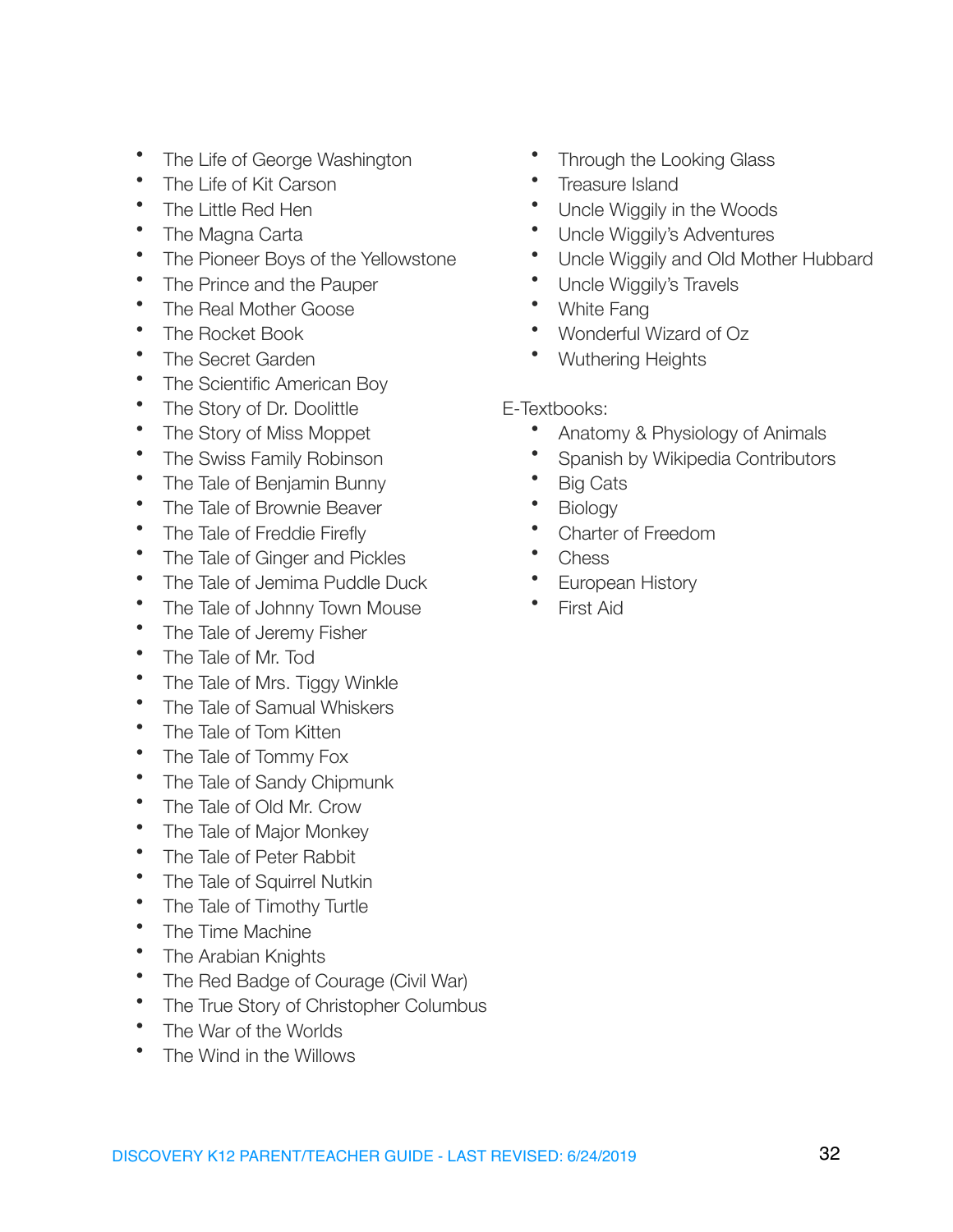- The Life of George Washington
- The Life of Kit Carson
- The Little Red Hen
- The Magna Carta
- The Pioneer Boys of the Yellowstone
- The Prince and the Pauper
- The Real Mother Goose
- The Rocket Book
- The Secret Garden
- The Scientific American Boy
- The Story of Dr. Doolittle
- The Story of Miss Moppet
- The Swiss Family Robinson
- The Tale of Benjamin Bunny
- The Tale of Brownie Beaver
- The Tale of Freddie Firefly
- The Tale of Ginger and Pickles
- The Tale of Jemima Puddle Duck
- The Tale of Johnny Town Mouse
- The Tale of Jeremy Fisher
- The Tale of Mr. Tod
- The Tale of Mrs. Tiggy Winkle
- The Tale of Samual Whiskers
- The Tale of Tom Kitten
- The Tale of Tommy Fox
- The Tale of Sandy Chipmunk
- The Tale of Old Mr. Crow
- The Tale of Major Monkey
- The Tale of Peter Rabbit
- The Tale of Squirrel Nutkin
- The Tale of Timothy Turtle
- The Time Machine
- The Arabian Knights
- The Red Badge of Courage (Civil War)
- The True Story of Christopher Columbus
- The War of the Worlds
- The Wind in the Willows
- Through the Looking Glass
- Treasure Island
- Uncle Wiggily in the Woods
- Uncle Wiggily's Adventures
- Uncle Wiggily and Old Mother Hubbard
- Uncle Wiggily's Travels
- White Fang
- Wonderful Wizard of Oz
- Wuthering Heights

E-Textbooks:

- Anatomy & Physiology of Animals
- Spanish by Wikipedia Contributors
- Big Cats
- Biology
- Charter of Freedom
- Chess
- European History
- First Aid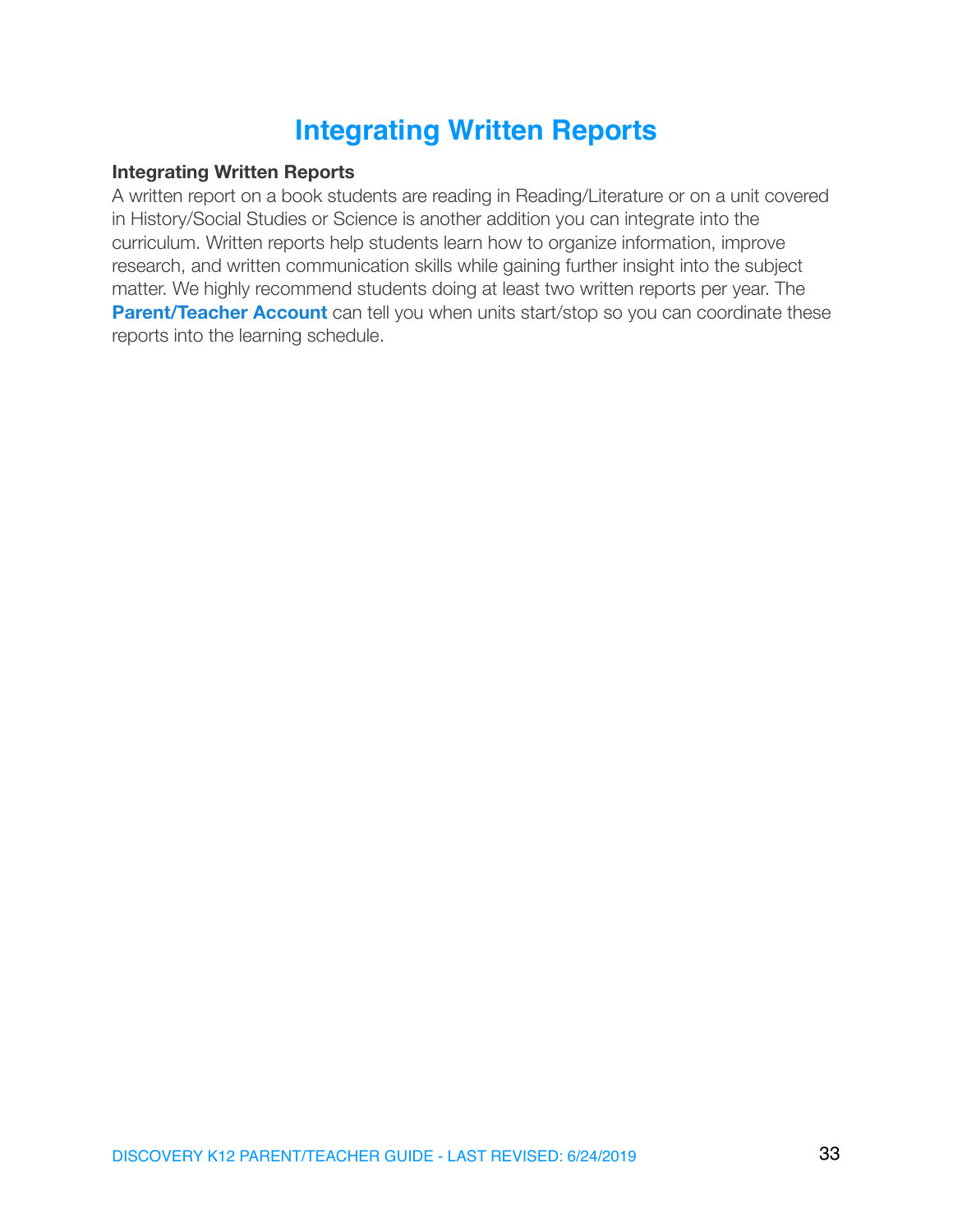# Integrating Written Reports

**Integrating Written Reports**

A written report on a book students are reading in Reading/Literature or on a unit covered in History/Social Studies or Science is another addition you can integrate into the curriculum. Written reports help students learn how to organize information, improve research, and written communication skills while gaining further insight into the subject matter. We highly recommend students doing at least two written reports per year. The **Parent/Teacher Account** can tell you when units start/stop so you can coordinate these reports into the learning schedule.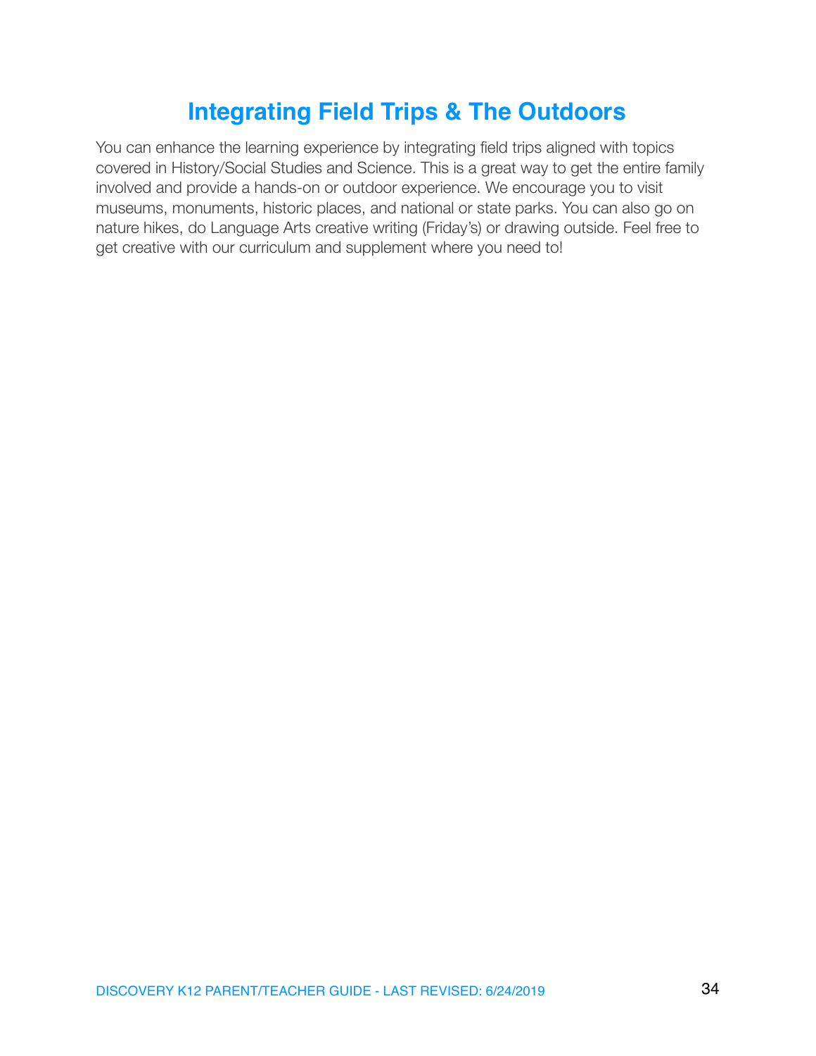# Integrating Field Trips & The Outdoors

You can enhance the learning experience by integrating field trips aligned with topics covered in History/Social Studies and Science. This is a great way to get the entire family involved and provide a hands-on or outdoor experience. We encourage you to visit museums, monuments, historic places, and national or state parks. You can also go on nature hikes, do Language Arts creative writing (Friday's) or drawing outside. Feel free to get creative with our curriculum and supplement where you need to!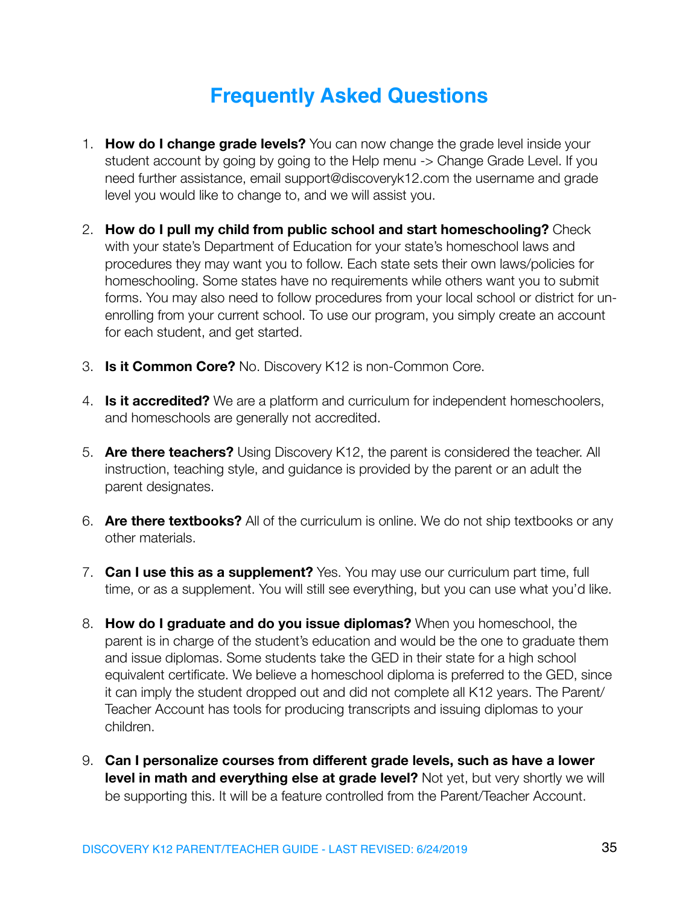# Frequently Asked Questions

1. **How do I change grade levels?** You can now change the grade level inside your student account by going by going to the Help menu -> Change Grade Level. If you need further assistance, email support@discoveryk12.com the username and grade level you would like to change to, and we will assist you.

2. **How do I pull my child from public school and start homeschooling?** Check with your state's Department of Education for your state's homeschool laws and procedures they may want you to follow. Each state sets their own laws/policies for homeschooling. Some states have no requirements while others want you to submit forms. You may also need to follow procedures from your local school or district for un-enrolling from your current school. To use our program, you simply create an account for each student, and get started.

3. **Is it Common Core?** No. Discovery K12 is non-Common Core.

4. **Is it accredited?** We are a platform and curriculum for independent homeschoolers, and homeschools are generally not accredited.

5. **Are there teachers?** Using Discovery K12, the parent is considered the teacher. All instruction, teaching style, and guidance is provided by the parent or an adult the parent designates.

6. **Are there textbooks?** All of the curriculum is online. We do not ship textbooks or any other materials.

7. **Can I use this as a supplement?** Yes. You may use our curriculum part time, full time, or as a supplement. You will still see everything, but you can use what you'd like.

8. **How do I graduate and do you issue diplomas?** When you homeschool, the parent is in charge of the student's education and would be the one to graduate them and issue diplomas. Some students take the GED in their state for a high school equivalent certificate. We believe a homeschool diploma is preferred to the GED, since it can imply the student dropped out and did not complete all K12 years. The Parent/Teacher Account has tools for producing transcripts and issuing diplomas to your children.

9. **Can I personalize courses from different grade levels, such as have a lower level in math and everything else at grade level?** Not yet, but very shortly we will be supporting this. It will be a feature controlled from the Parent/Teacher Account.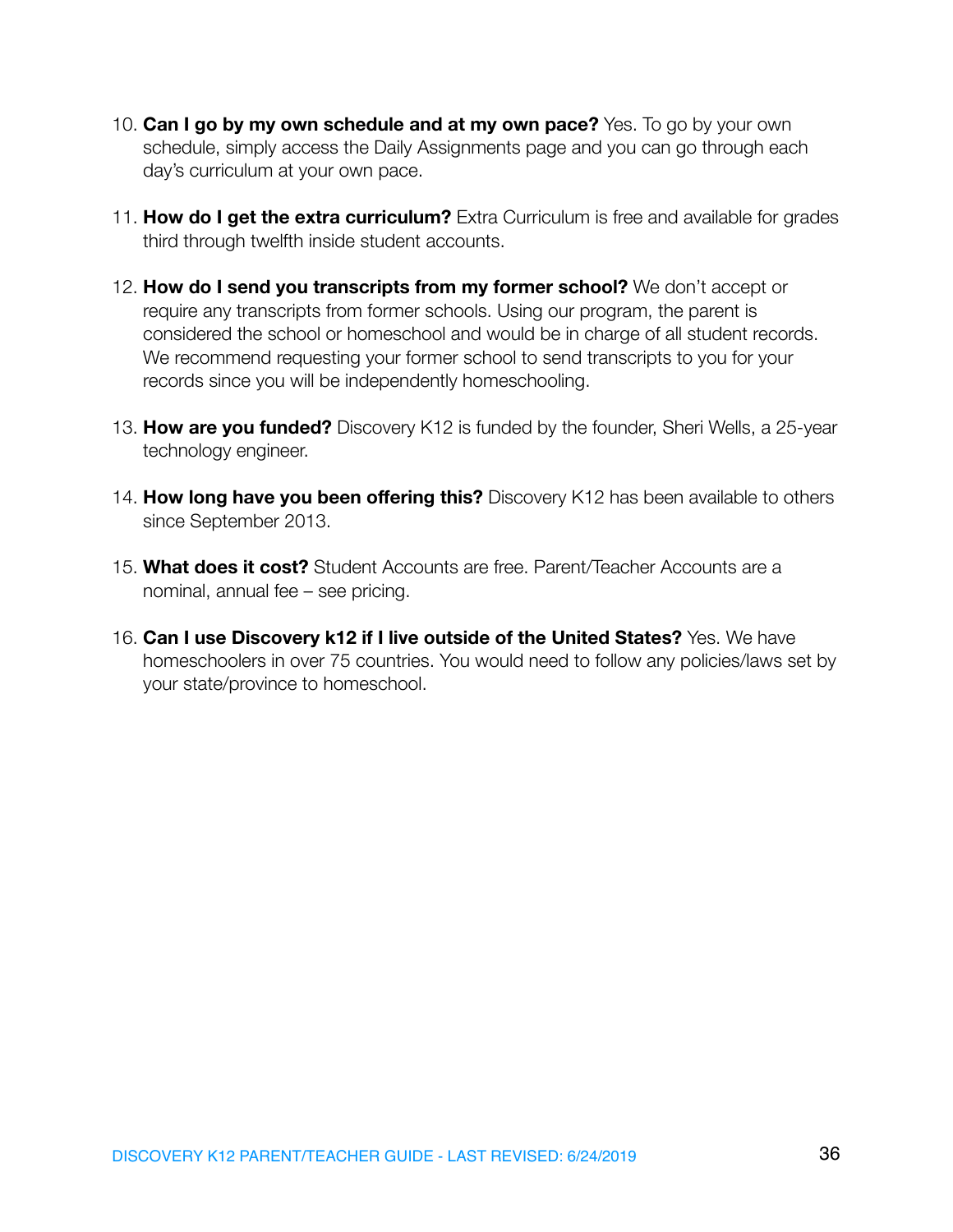10. **Can I go by my own schedule and at my own pace?** Yes. To go by your own schedule, simply access the Daily Assignments page and you can go through each day's curriculum at your own pace.

11. **How do I get the extra curriculum?** Extra Curriculum is free and available for grades third through twelfth inside student accounts.

12. **How do I send you transcripts from my former school?** We don't accept or require any transcripts from former schools. Using our program, the parent is considered the school or homeschool and would be in charge of all student records. We recommend requesting your former school to send transcripts to you for your records since you will be independently homeschooling.

13. **How are you funded?** Discovery K12 is funded by the founder, Sheri Wells, a 25-year technology engineer.

14. **How long have you been offering this?** Discovery K12 has been available to others since September 2013.

15. **What does it cost?** Student Accounts are free. Parent/Teacher Accounts are a nominal, annual fee – see pricing.

16. **Can I use Discovery k12 if I live outside of the United States?** Yes. We have homeschoolers in over 75 countries. You would need to follow any policies/laws set by your state/province to homeschool.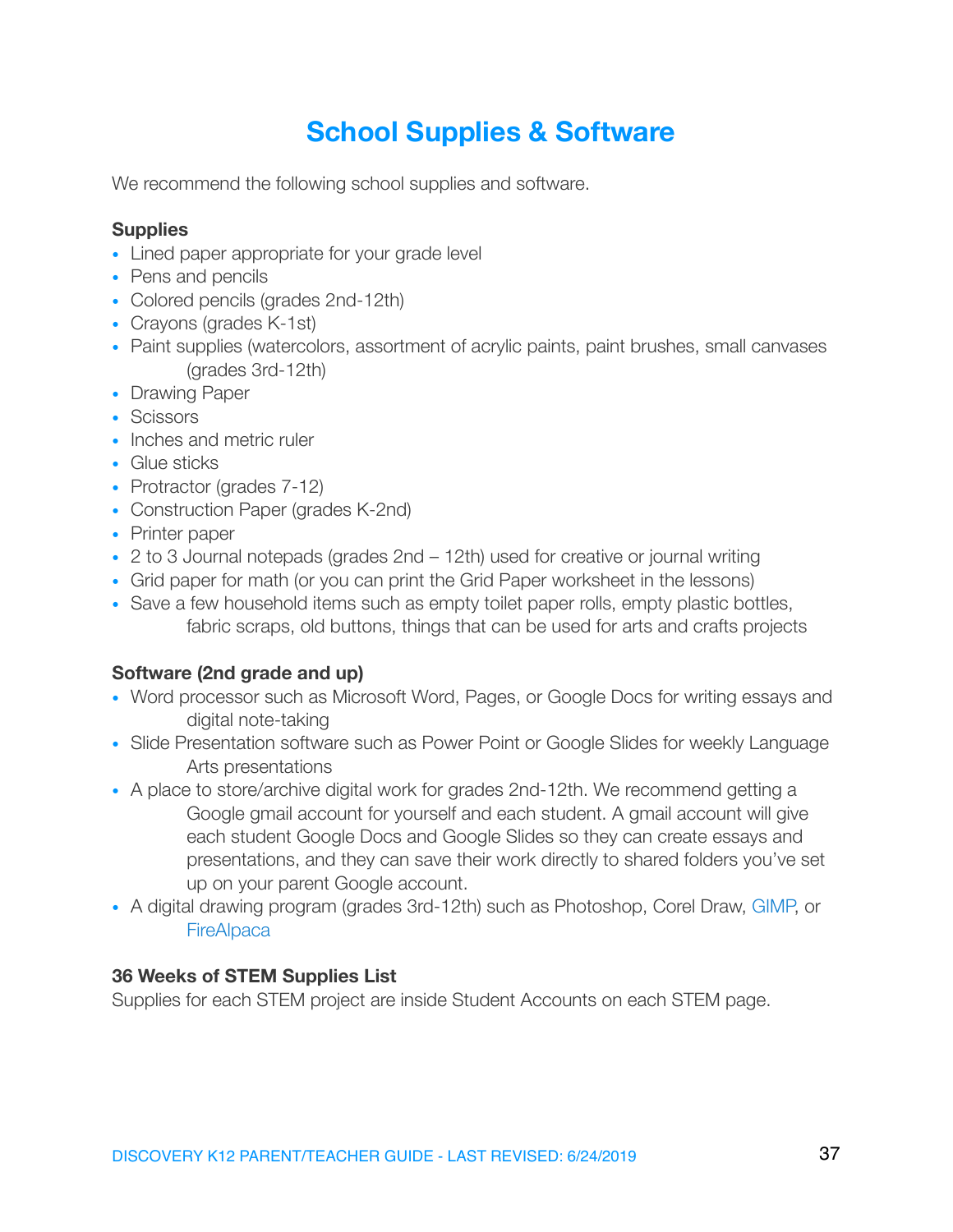# School Supplies & Software

We recommend the following school supplies and software.

**Supplies**

- Lined paper appropriate for your grade level
- Pens and pencils
- Colored pencils (grades 2nd-12th)
- Crayons (grades K-1st)
- Paint supplies (watercolors, assortment of acrylic paints, paint brushes, small canvases (grades 3rd-12th)
- Drawing Paper
- Scissors
- Inches and metric ruler
- Glue sticks
- Protractor (grades 7-12)
- Construction Paper (grades K-2nd)
- Printer paper
- 2 to 3 Journal notepads (grades 2nd – 12th) used for creative or journal writing
- Grid paper for math (or you can print the Grid Paper worksheet in the lessons)
- Save a few household items such as empty toilet paper rolls, empty plastic bottles, fabric scraps, old buttons, things that can be used for arts and crafts projects

**Software (2nd grade and up)**

- Word processor such as Microsoft Word, Pages, or Google Docs for writing essays and digital note-taking
- Slide Presentation software such as Power Point or Google Slides for weekly Language Arts presentations
- A place to store/archive digital work for grades 2nd-12th. We recommend getting a Google gmail account for yourself and each student. A gmail account will give each student Google Docs and Google Slides so they can create essays and presentations, and they can save their work directly to shared folders you've set up on your parent Google account.
- A digital drawing program (grades 3rd-12th) such as Photoshop, Corel Draw, GIMP, or FireAlpaca

**36 Weeks of STEM Supplies List**

Supplies for each STEM project are inside Student Accounts on each STEM page.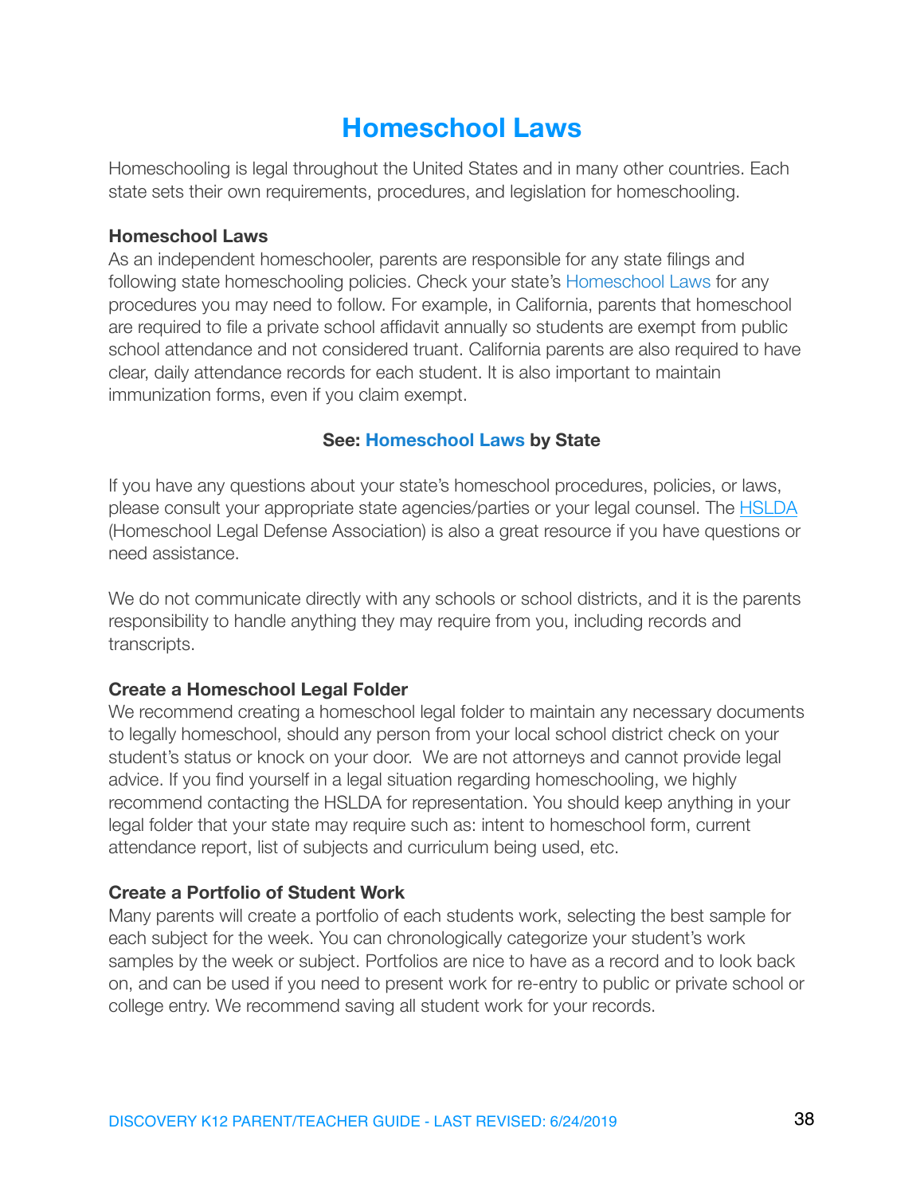# Homeschool Laws

Homeschooling is legal throughout the United States and in many other countries. Each state sets their own requirements, procedures, and legislation for homeschooling.

**Homeschool Laws**

As an independent homeschooler, parents are responsible for any state filings and following state homeschooling policies. Check your state's Homeschool Laws for any procedures you may need to follow. For example, in California, parents that homeschool are required to file a private school affidavit annually so students are exempt from public school attendance and not considered truant. California parents are also required to have clear, daily attendance records for each student. It is also important to maintain immunization forms, even if you claim exempt.

**See: Homeschool Laws by State**

If you have any questions about your state's homeschool procedures, policies, or laws, please consult your appropriate state agencies/parties or your legal counsel. The HSLDA (Homeschool Legal Defense Association) is also a great resource if you have questions or need assistance.

We do not communicate directly with any schools or school districts, and it is the parents responsibility to handle anything they may require from you, including records and transcripts.

**Create a Homeschool Legal Folder**

We recommend creating a homeschool legal folder to maintain any necessary documents to legally homeschool, should any person from your local school district check on your student's status or knock on your door. We are not attorneys and cannot provide legal advice. If you find yourself in a legal situation regarding homeschooling, we highly recommend contacting the HSLDA for representation. You should keep anything in your legal folder that your state may require such as: intent to homeschool form, current attendance report, list of subjects and curriculum being used, etc.

**Create a Portfolio of Student Work**

Many parents will create a portfolio of each students work, selecting the best sample for each subject for the week. You can chronologically categorize your student's work samples by the week or subject. Portfolios are nice to have as a record and to look back on, and can be used if you need to present work for re-entry to public or private school or college entry. We recommend saving all student work for your records.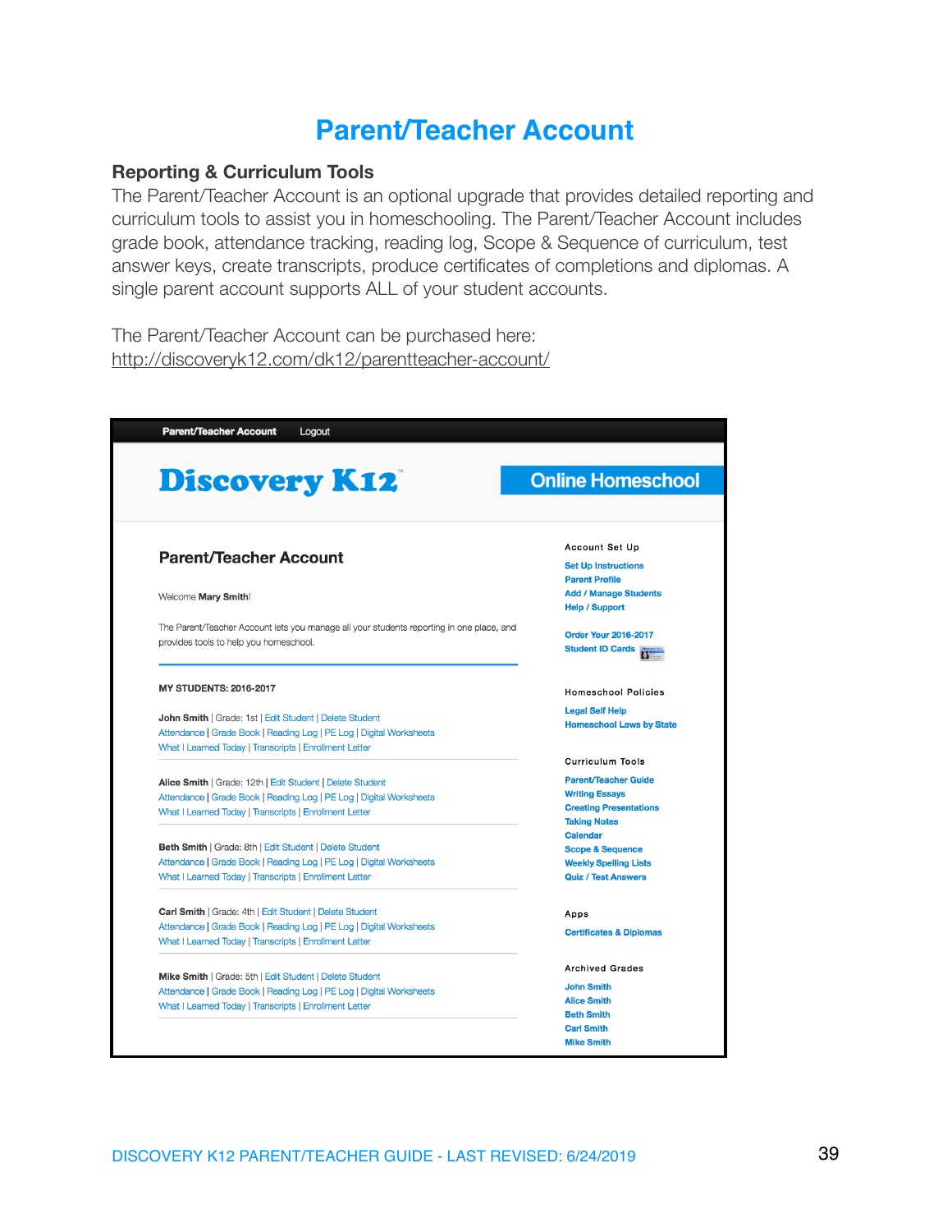# Parent/Teacher Account

## Reporting & Curriculum Tools

The Parent/Teacher Account is an optional upgrade that provides detailed reporting and curriculum tools to assist you in homeschooling. The Parent/Teacher Account includes grade book, attendance tracking, reading log, Scope & Sequence of curriculum, test answer keys, create transcripts, produce certificates of completions and diplomas. A single parent account supports ALL of your student accounts.

The Parent/Teacher Account can be purchased here:
http://discoveryk12.com/dk12/parentteacher-account/

Parent/Teacher Account Logout

**Discovery K12** — Online Homeschool

### Parent/Teacher Account

Welcome **Mary Smith**!

The Parent/Teacher Account lets you manage all your students reporting in one place, and provides tools to help you homeschool.

**MY STUDENTS: 2016-2017**

**John Smith** | Grade: 1st | Edit Student | Delete Student
Attendance | Grade Book | Reading Log | PE Log | Digital Worksheets
What I Learned Today | Transcripts | Enrollment Letter

**Alice Smith** | Grade: 12th | Edit Student | Delete Student
Attendance | Grade Book | Reading Log | PE Log | Digital Worksheets
What I Learned Today | Transcripts | Enrollment Letter

**Beth Smith** | Grade: 8th | Edit Student | Delete Student
Attendance | Grade Book | Reading Log | PE Log | Digital Worksheets
What I Learned Today | Transcripts | Enrollment Letter

**Carl Smith** | Grade: 4th | Edit Student | Delete Student
Attendance | Grade Book | Reading Log | PE Log | Digital Worksheets
What I Learned Today | Transcripts | Enrollment Letter

**Mike Smith** | Grade: 5th | Edit Student | Delete Student
Attendance | Grade Book | Reading Log | PE Log | Digital Worksheets
What I Learned Today | Transcripts | Enrollment Letter

**Account Set Up**
- Set Up Instructions
- Parent Profile
- Add / Manage Students
- Help / Support
- Order Your 2016-2017 Student ID Cards

**Homeschool Policies**
- Legal Self Help
- Homeschool Laws by State

**Curriculum Tools**
- Parent/Teacher Guide
- Writing Essays
- Creating Presentations
- Taking Notes
- Calendar
- Scope & Sequence
- Weekly Spelling Lists
- Quiz / Test Answers

**Apps**
- Certificates & Diplomas

**Archived Grades**
- John Smith
- Alice Smith
- Beth Smith
- Carl Smith
- Mike Smith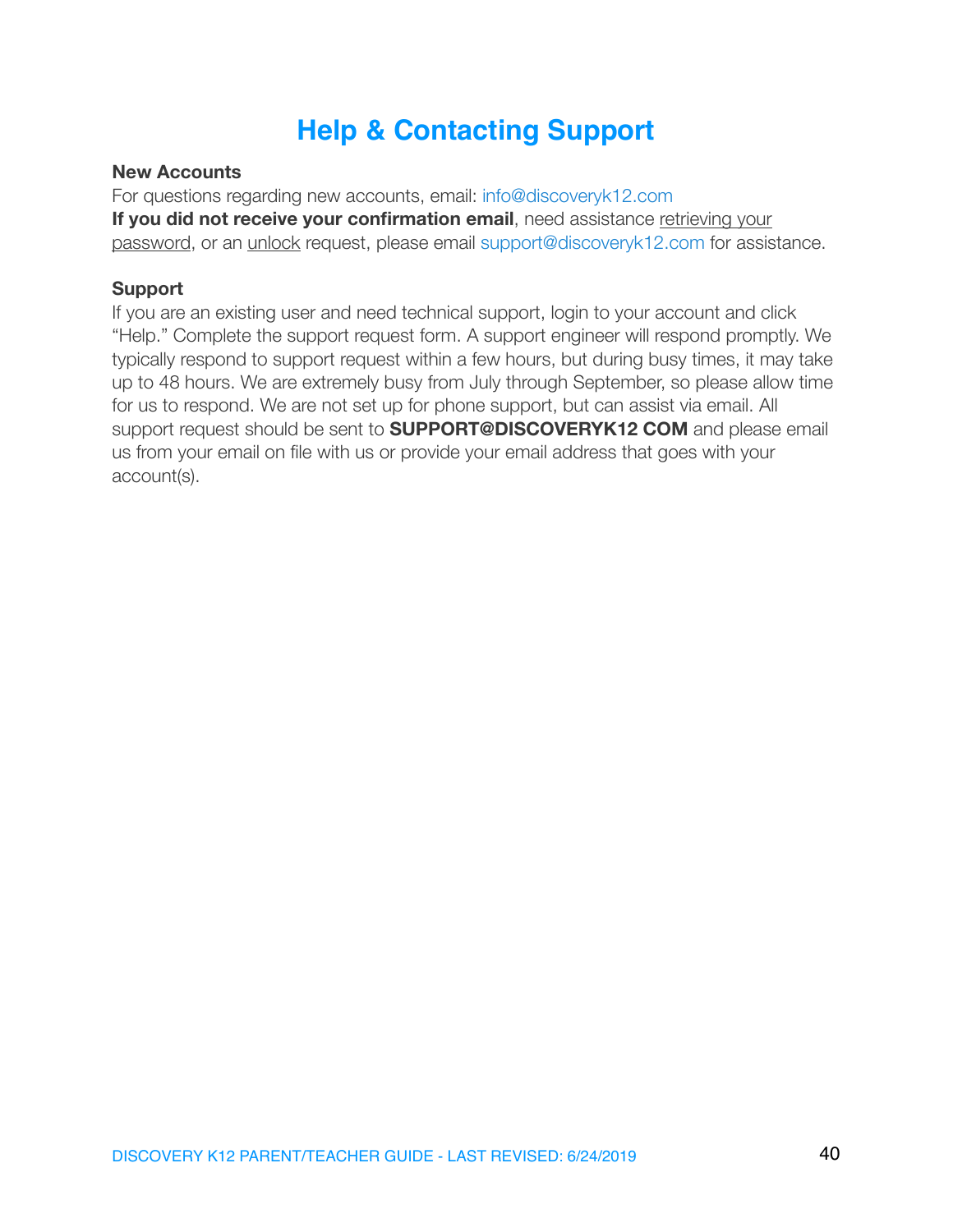# Help & Contacting Support

**New Accounts**

For questions regarding new accounts, email: info@discoveryk12.com

**If you did not receive your confirmation email**, need assistance retrieving your password, or an unlock request, please email support@discoveryk12.com for assistance.

**Support**

If you are an existing user and need technical support, login to your account and click "Help." Complete the support request form. A support engineer will respond promptly. We typically respond to support request within a few hours, but during busy times, it may take up to 48 hours. We are extremely busy from July through September, so please allow time for us to respond. We are not set up for phone support, but can assist via email. All support request should be sent to **SUPPORT@DISCOVERYK12 COM** and please email us from your email on file with us or provide your email address that goes with your account(s).